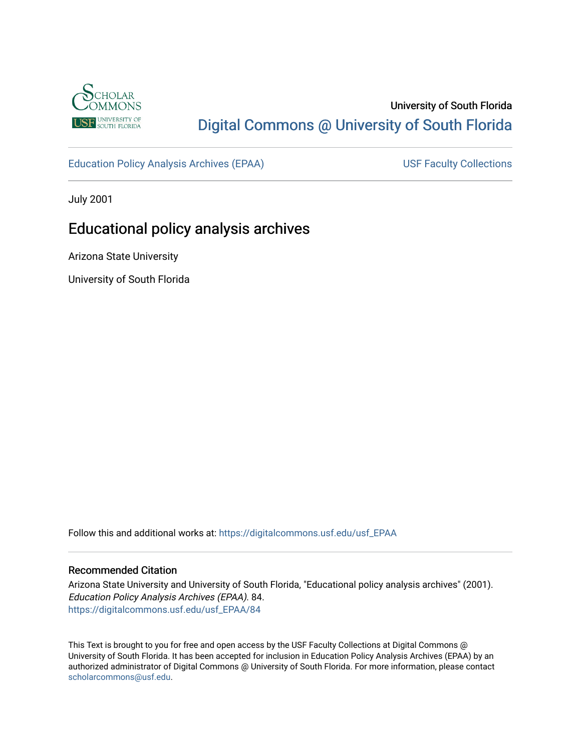University of South Florida

Digital Commons @ University of South Florida

Education Policy Analysis Archives (EPAA)

USF Faculty Collections

July 2001

# Educational policy analysis archives

Arizona State University

University of South Florida

Follow this and additional works at: https://digitalcommons.usf.edu/usf_EPAA

## Recommended Citation

Arizona State University and University of South Florida, "Educational policy analysis archives" (2001). *Education Policy Analysis Archives (EPAA)*. 84.
https://digitalcommons.usf.edu/usf_EPAA/84

This Text is brought to you for free and open access by the USF Faculty Collections at Digital Commons @ University of South Florida. It has been accepted for inclusion in Education Policy Analysis Archives (EPAA) by an authorized administrator of Digital Commons @ University of South Florida. For more information, please contact scholarcommons@usf.edu.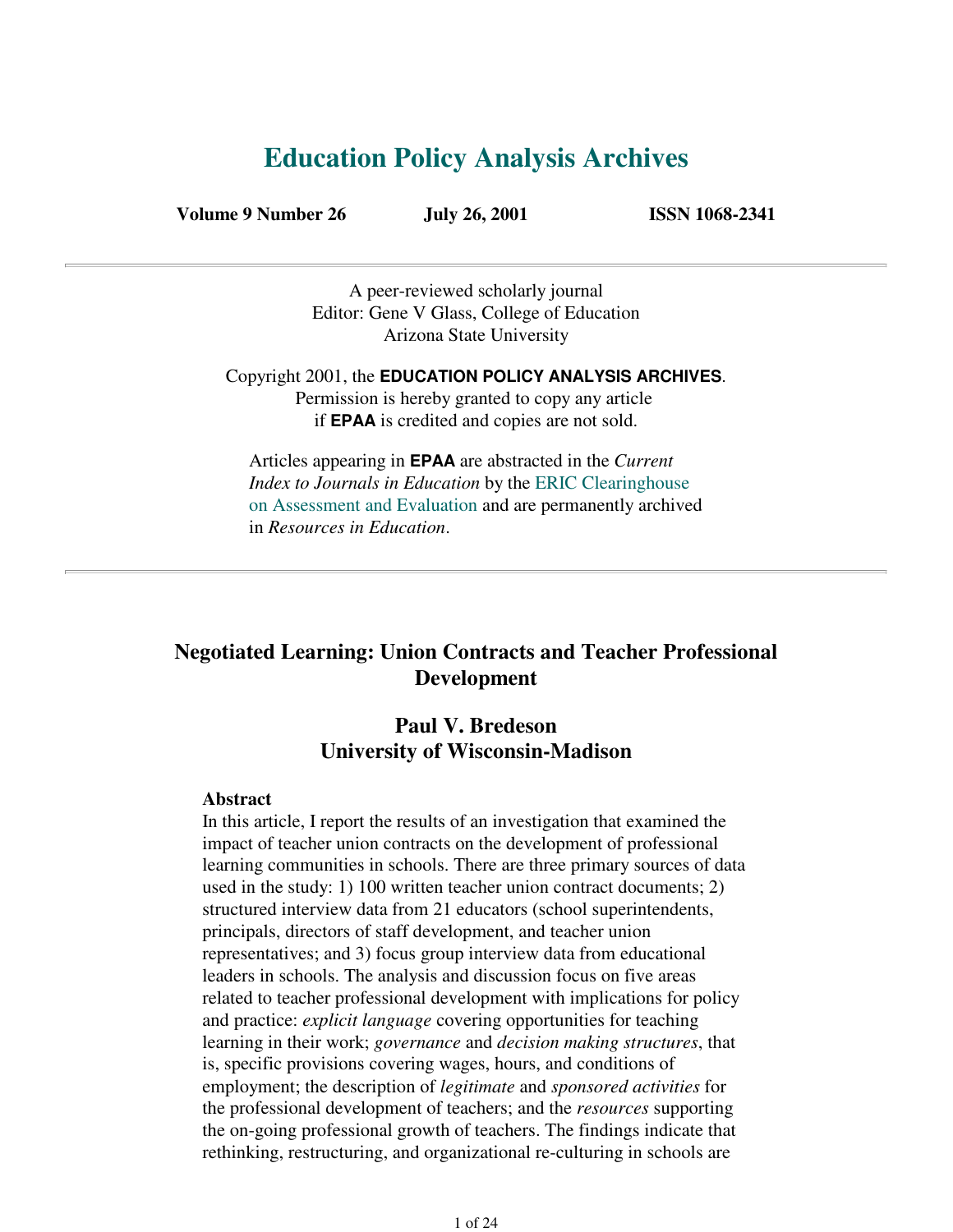# Education Policy Analysis Archives

**Volume 9 Number 26** **July 26, 2001** **ISSN 1068-2341**

---

A peer-reviewed scholarly journal
Editor: Gene V Glass, College of Education
Arizona State University

Copyright 2001, the **EDUCATION POLICY ANALYSIS ARCHIVES**.
Permission is hereby granted to copy any article
if **EPAA** is credited and copies are not sold.

Articles appearing in **EPAA** are abstracted in the *Current Index to Journals in Education* by the ERIC Clearinghouse on Assessment and Evaluation and are permanently archived in *Resources in Education*.

---

## Negotiated Learning: Union Contracts and Teacher Professional Development

### Paul V. Bredeson
### University of Wisconsin-Madison

**Abstract**
In this article, I report the results of an investigation that examined the impact of teacher union contracts on the development of professional learning communities in schools. There are three primary sources of data used in the study: 1) 100 written teacher union contract documents; 2) structured interview data from 21 educators (school superintendents, principals, directors of staff development, and teacher union representatives; and 3) focus group interview data from educational leaders in schools. The analysis and discussion focus on five areas related to teacher professional development with implications for policy and practice: *explicit language* covering opportunities for teaching learning in their work; *governance* and *decision making structures*, that is, specific provisions covering wages, hours, and conditions of employment; the description of *legitimate* and *sponsored activities* for the professional development of teachers; and the *resources* supporting the on-going professional growth of teachers. The findings indicate that rethinking, restructuring, and organizational re-culturing in schools are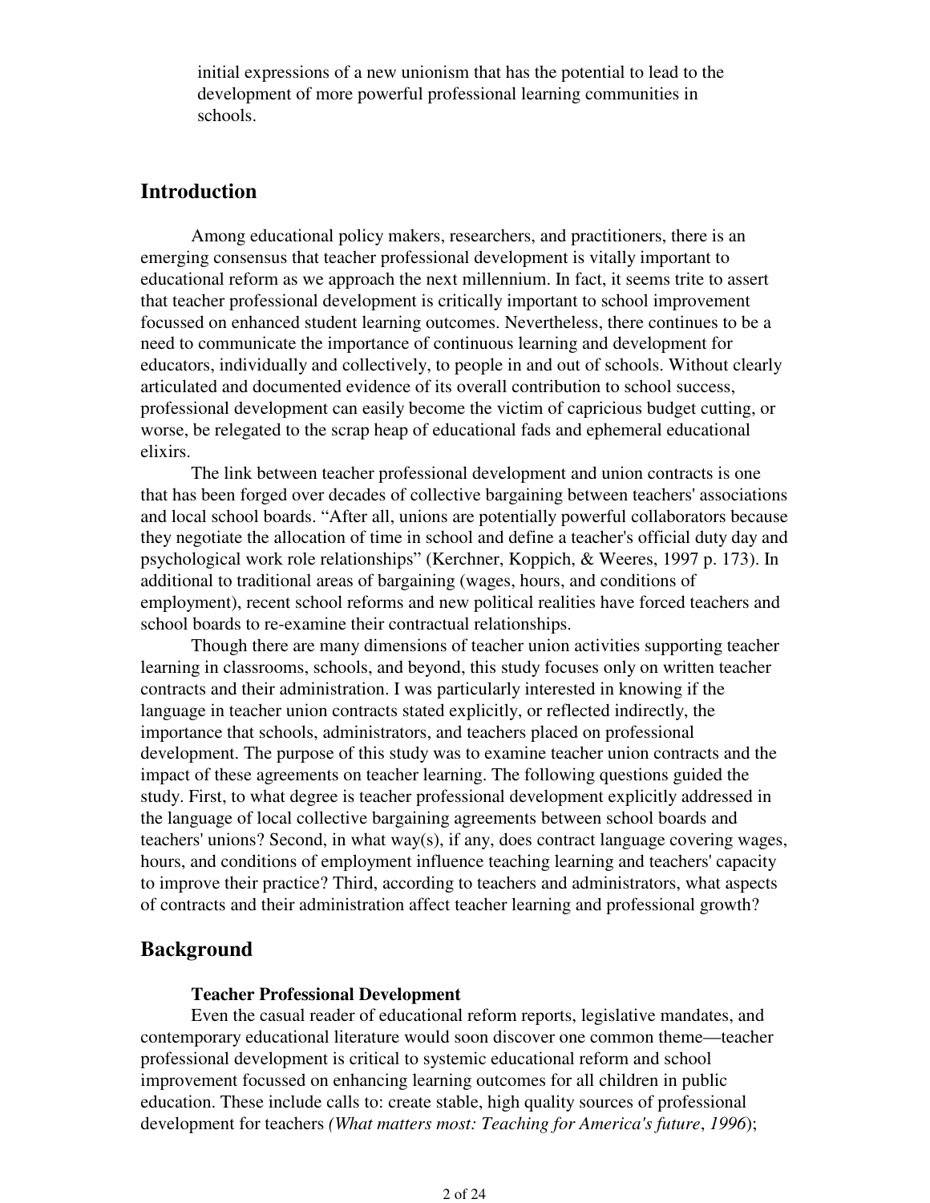initial expressions of a new unionism that has the potential to lead to the development of more powerful professional learning communities in schools.

## Introduction

Among educational policy makers, researchers, and practitioners, there is an emerging consensus that teacher professional development is vitally important to educational reform as we approach the next millennium. In fact, it seems trite to assert that teacher professional development is critically important to school improvement focussed on enhanced student learning outcomes. Nevertheless, there continues to be a need to communicate the importance of continuous learning and development for educators, individually and collectively, to people in and out of schools. Without clearly articulated and documented evidence of its overall contribution to school success, professional development can easily become the victim of capricious budget cutting, or worse, be relegated to the scrap heap of educational fads and ephemeral educational elixirs.

The link between teacher professional development and union contracts is one that has been forged over decades of collective bargaining between teachers' associations and local school boards. "After all, unions are potentially powerful collaborators because they negotiate the allocation of time in school and define a teacher's official duty day and psychological work role relationships" (Kerchner, Koppich, & Weeres, 1997 p. 173). In additional to traditional areas of bargaining (wages, hours, and conditions of employment), recent school reforms and new political realities have forced teachers and school boards to re-examine their contractual relationships.

Though there are many dimensions of teacher union activities supporting teacher learning in classrooms, schools, and beyond, this study focuses only on written teacher contracts and their administration. I was particularly interested in knowing if the language in teacher union contracts stated explicitly, or reflected indirectly, the importance that schools, administrators, and teachers placed on professional development. The purpose of this study was to examine teacher union contracts and the impact of these agreements on teacher learning. The following questions guided the study. First, to what degree is teacher professional development explicitly addressed in the language of local collective bargaining agreements between school boards and teachers' unions? Second, in what way(s), if any, does contract language covering wages, hours, and conditions of employment influence teaching learning and teachers' capacity to improve their practice? Third, according to teachers and administrators, what aspects of contracts and their administration affect teacher learning and professional growth?

## Background

### Teacher Professional Development

Even the casual reader of educational reform reports, legislative mandates, and contemporary educational literature would soon discover one common theme—teacher professional development is critical to systemic educational reform and school improvement focussed on enhancing learning outcomes for all children in public education. These include calls to: create stable, high quality sources of professional development for teachers *(What matters most: Teaching for America's future*, *1996*);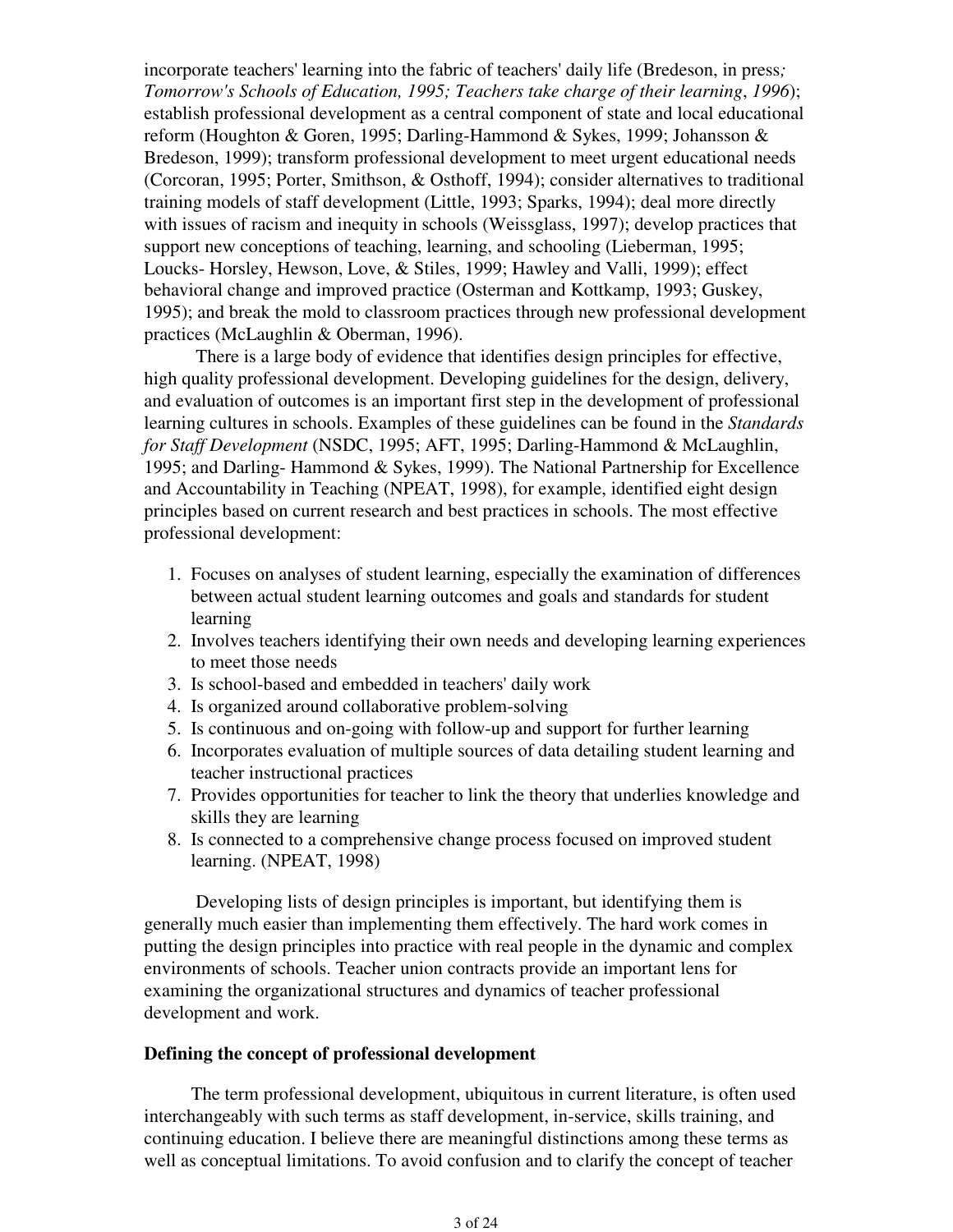incorporate teachers' learning into the fabric of teachers' daily life (Bredeson, in press*; Tomorrow's Schools of Education, 1995; Teachers take charge of their learning*, *1996*); establish professional development as a central component of state and local educational reform (Houghton & Goren, 1995; Darling-Hammond & Sykes, 1999; Johansson & Bredeson, 1999); transform professional development to meet urgent educational needs (Corcoran, 1995; Porter, Smithson, & Osthoff, 1994); consider alternatives to traditional training models of staff development (Little, 1993; Sparks, 1994); deal more directly with issues of racism and inequity in schools (Weissglass, 1997); develop practices that support new conceptions of teaching, learning, and schooling (Lieberman, 1995; Loucks- Horsley, Hewson, Love, & Stiles, 1999; Hawley and Valli, 1999); effect behavioral change and improved practice (Osterman and Kottkamp, 1993; Guskey, 1995); and break the mold to classroom practices through new professional development practices (McLaughlin & Oberman, 1996).

There is a large body of evidence that identifies design principles for effective, high quality professional development. Developing guidelines for the design, delivery, and evaluation of outcomes is an important first step in the development of professional learning cultures in schools. Examples of these guidelines can be found in the *Standards for Staff Development* (NSDC, 1995; AFT, 1995; Darling-Hammond & McLaughlin, 1995; and Darling- Hammond & Sykes, 1999). The National Partnership for Excellence and Accountability in Teaching (NPEAT, 1998), for example, identified eight design principles based on current research and best practices in schools. The most effective professional development:

1. Focuses on analyses of student learning, especially the examination of differences between actual student learning outcomes and goals and standards for student learning
2. Involves teachers identifying their own needs and developing learning experiences to meet those needs
3. Is school-based and embedded in teachers' daily work
4. Is organized around collaborative problem-solving
5. Is continuous and on-going with follow-up and support for further learning
6. Incorporates evaluation of multiple sources of data detailing student learning and teacher instructional practices
7. Provides opportunities for teacher to link the theory that underlies knowledge and skills they are learning
8. Is connected to a comprehensive change process focused on improved student learning. (NPEAT, 1998)

Developing lists of design principles is important, but identifying them is generally much easier than implementing them effectively. The hard work comes in putting the design principles into practice with real people in the dynamic and complex environments of schools. Teacher union contracts provide an important lens for examining the organizational structures and dynamics of teacher professional development and work.

**Defining the concept of professional development**

The term professional development, ubiquitous in current literature, is often used interchangeably with such terms as staff development, in-service, skills training, and continuing education. I believe there are meaningful distinctions among these terms as well as conceptual limitations. To avoid confusion and to clarify the concept of teacher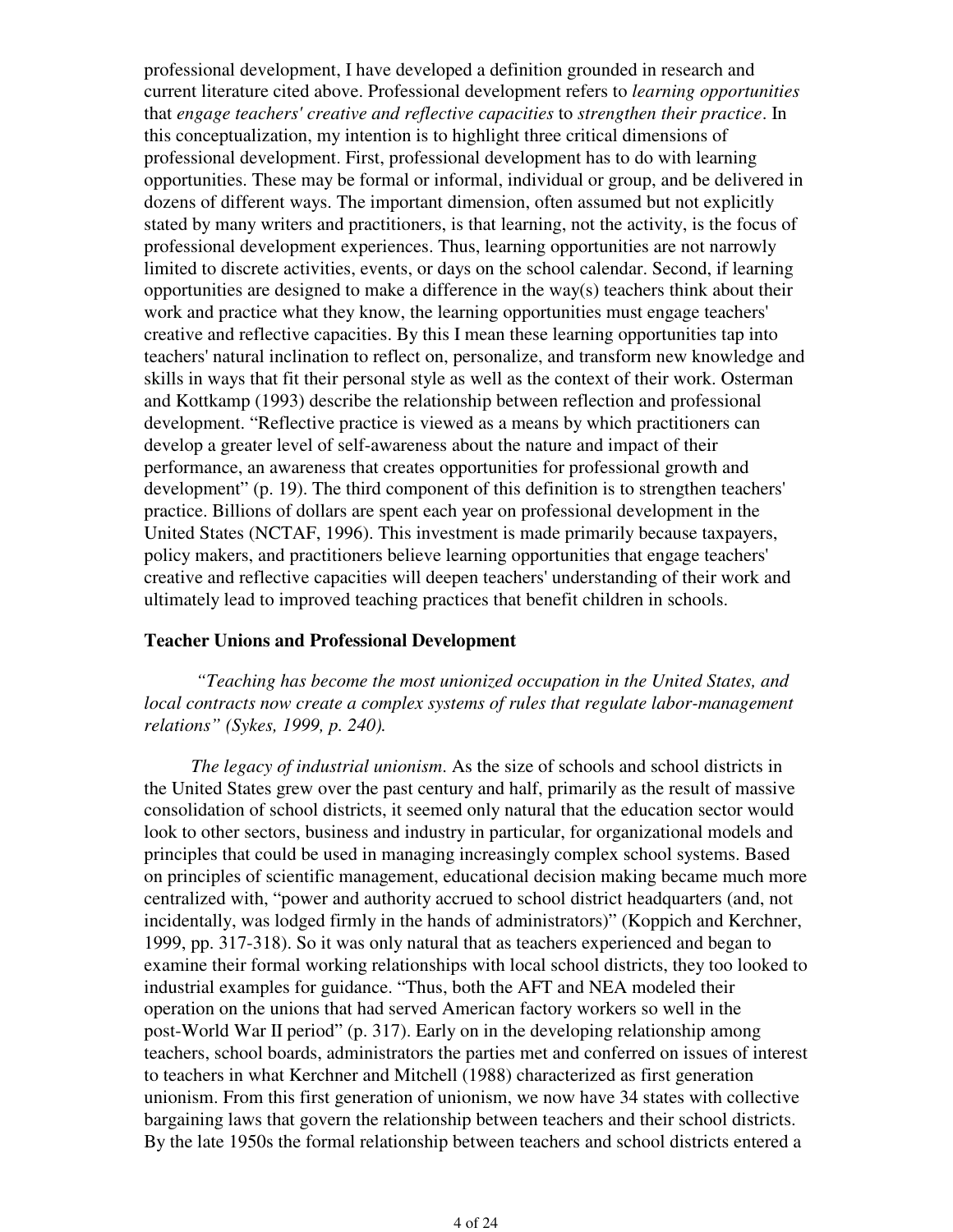professional development, I have developed a definition grounded in research and current literature cited above. Professional development refers to *learning opportunities* that *engage teachers' creative and reflective capacities* to *strengthen their practice*. In this conceptualization, my intention is to highlight three critical dimensions of professional development. First, professional development has to do with learning opportunities. These may be formal or informal, individual or group, and be delivered in dozens of different ways. The important dimension, often assumed but not explicitly stated by many writers and practitioners, is that learning, not the activity, is the focus of professional development experiences. Thus, learning opportunities are not narrowly limited to discrete activities, events, or days on the school calendar. Second, if learning opportunities are designed to make a difference in the way(s) teachers think about their work and practice what they know, the learning opportunities must engage teachers' creative and reflective capacities. By this I mean these learning opportunities tap into teachers' natural inclination to reflect on, personalize, and transform new knowledge and skills in ways that fit their personal style as well as the context of their work. Osterman and Kottkamp (1993) describe the relationship between reflection and professional development. "Reflective practice is viewed as a means by which practitioners can develop a greater level of self-awareness about the nature and impact of their performance, an awareness that creates opportunities for professional growth and development" (p. 19). The third component of this definition is to strengthen teachers' practice. Billions of dollars are spent each year on professional development in the United States (NCTAF, 1996). This investment is made primarily because taxpayers, policy makers, and practitioners believe learning opportunities that engage teachers' creative and reflective capacities will deepen teachers' understanding of their work and ultimately lead to improved teaching practices that benefit children in schools.

## Teacher Unions and Professional Development

*"Teaching has become the most unionized occupation in the United States, and local contracts now create a complex systems of rules that regulate labor-management relations" (Sykes, 1999, p. 240).*

*The legacy of industrial unionism*. As the size of schools and school districts in the United States grew over the past century and half, primarily as the result of massive consolidation of school districts, it seemed only natural that the education sector would look to other sectors, business and industry in particular, for organizational models and principles that could be used in managing increasingly complex school systems. Based on principles of scientific management, educational decision making became much more centralized with, "power and authority accrued to school district headquarters (and, not incidentally, was lodged firmly in the hands of administrators)" (Koppich and Kerchner, 1999, pp. 317-318). So it was only natural that as teachers experienced and began to examine their formal working relationships with local school districts, they too looked to industrial examples for guidance. "Thus, both the AFT and NEA modeled their operation on the unions that had served American factory workers so well in the post-World War II period" (p. 317). Early on in the developing relationship among teachers, school boards, administrators the parties met and conferred on issues of interest to teachers in what Kerchner and Mitchell (1988) characterized as first generation unionism. From this first generation of unionism, we now have 34 states with collective bargaining laws that govern the relationship between teachers and their school districts. By the late 1950s the formal relationship between teachers and school districts entered a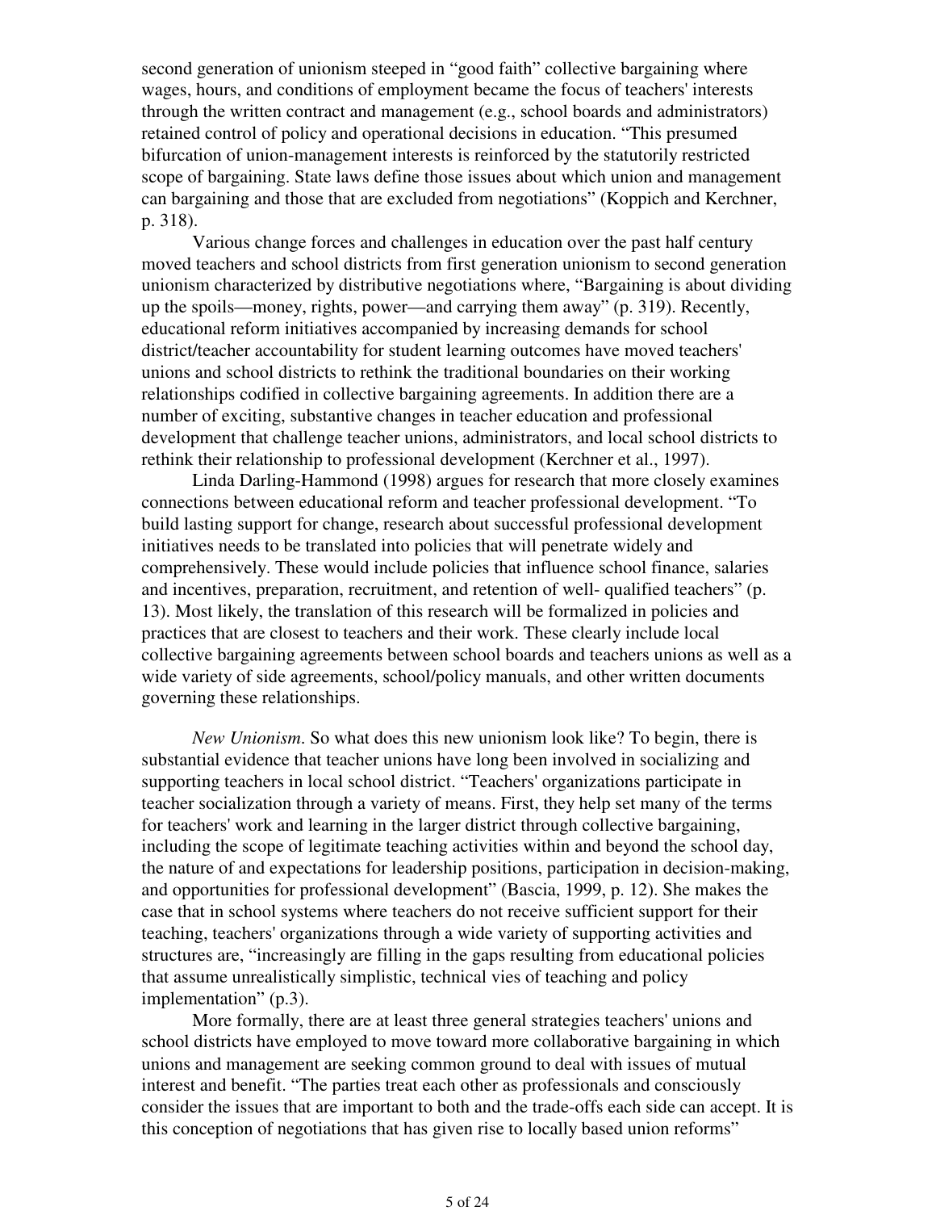second generation of unionism steeped in "good faith" collective bargaining where wages, hours, and conditions of employment became the focus of teachers' interests through the written contract and management (e.g., school boards and administrators) retained control of policy and operational decisions in education. "This presumed bifurcation of union-management interests is reinforced by the statutorily restricted scope of bargaining. State laws define those issues about which union and management can bargaining and those that are excluded from negotiations" (Koppich and Kerchner, p. 318).

Various change forces and challenges in education over the past half century moved teachers and school districts from first generation unionism to second generation unionism characterized by distributive negotiations where, "Bargaining is about dividing up the spoils—money, rights, power—and carrying them away" (p. 319). Recently, educational reform initiatives accompanied by increasing demands for school district/teacher accountability for student learning outcomes have moved teachers' unions and school districts to rethink the traditional boundaries on their working relationships codified in collective bargaining agreements. In addition there are a number of exciting, substantive changes in teacher education and professional development that challenge teacher unions, administrators, and local school districts to rethink their relationship to professional development (Kerchner et al., 1997).

Linda Darling-Hammond (1998) argues for research that more closely examines connections between educational reform and teacher professional development. "To build lasting support for change, research about successful professional development initiatives needs to be translated into policies that will penetrate widely and comprehensively. These would include policies that influence school finance, salaries and incentives, preparation, recruitment, and retention of well- qualified teachers" (p. 13). Most likely, the translation of this research will be formalized in policies and practices that are closest to teachers and their work. These clearly include local collective bargaining agreements between school boards and teachers unions as well as a wide variety of side agreements, school/policy manuals, and other written documents governing these relationships.

*New Unionism*. So what does this new unionism look like? To begin, there is substantial evidence that teacher unions have long been involved in socializing and supporting teachers in local school district. "Teachers' organizations participate in teacher socialization through a variety of means. First, they help set many of the terms for teachers' work and learning in the larger district through collective bargaining, including the scope of legitimate teaching activities within and beyond the school day, the nature of and expectations for leadership positions, participation in decision-making, and opportunities for professional development" (Bascia, 1999, p. 12). She makes the case that in school systems where teachers do not receive sufficient support for their teaching, teachers' organizations through a wide variety of supporting activities and structures are, "increasingly are filling in the gaps resulting from educational policies that assume unrealistically simplistic, technical vies of teaching and policy implementation" (p.3).

More formally, there are at least three general strategies teachers' unions and school districts have employed to move toward more collaborative bargaining in which unions and management are seeking common ground to deal with issues of mutual interest and benefit. "The parties treat each other as professionals and consciously consider the issues that are important to both and the trade-offs each side can accept. It is this conception of negotiations that has given rise to locally based union reforms"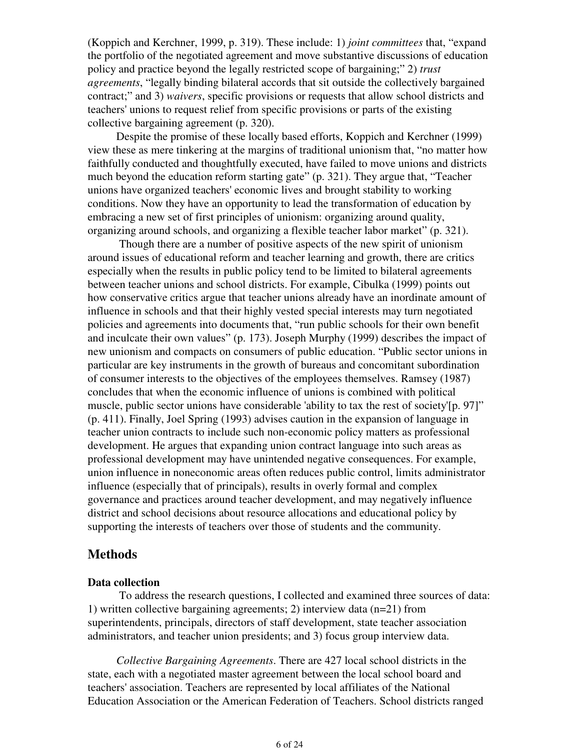(Koppich and Kerchner, 1999, p. 319). These include: 1) *joint committees* that, "expand the portfolio of the negotiated agreement and move substantive discussions of education policy and practice beyond the legally restricted scope of bargaining;" 2) *trust agreements*, "legally binding bilateral accords that sit outside the collectively bargained contract;" and 3) *waivers*, specific provisions or requests that allow school districts and teachers' unions to request relief from specific provisions or parts of the existing collective bargaining agreement (p. 320).

Despite the promise of these locally based efforts, Koppich and Kerchner (1999) view these as mere tinkering at the margins of traditional unionism that, "no matter how faithfully conducted and thoughtfully executed, have failed to move unions and districts much beyond the education reform starting gate" (p. 321). They argue that, "Teacher unions have organized teachers' economic lives and brought stability to working conditions. Now they have an opportunity to lead the transformation of education by embracing a new set of first principles of unionism: organizing around quality, organizing around schools, and organizing a flexible teacher labor market" (p. 321).

Though there are a number of positive aspects of the new spirit of unionism around issues of educational reform and teacher learning and growth, there are critics especially when the results in public policy tend to be limited to bilateral agreements between teacher unions and school districts. For example, Cibulka (1999) points out how conservative critics argue that teacher unions already have an inordinate amount of influence in schools and that their highly vested special interests may turn negotiated policies and agreements into documents that, "run public schools for their own benefit and inculcate their own values" (p. 173). Joseph Murphy (1999) describes the impact of new unionism and compacts on consumers of public education. "Public sector unions in particular are key instruments in the growth of bureaus and concomitant subordination of consumer interests to the objectives of the employees themselves. Ramsey (1987) concludes that when the economic influence of unions is combined with political muscle, public sector unions have considerable 'ability to tax the rest of society'[p. 97]" (p. 411). Finally, Joel Spring (1993) advises caution in the expansion of language in teacher union contracts to include such non-economic policy matters as professional development. He argues that expanding union contract language into such areas as professional development may have unintended negative consequences. For example, union influence in noneconomic areas often reduces public control, limits administrator influence (especially that of principals), results in overly formal and complex governance and practices around teacher development, and may negatively influence district and school decisions about resource allocations and educational policy by supporting the interests of teachers over those of students and the community.

## Methods

### Data collection

To address the research questions, I collected and examined three sources of data: 1) written collective bargaining agreements; 2) interview data (n=21) from superintendents, principals, directors of staff development, state teacher association administrators, and teacher union presidents; and 3) focus group interview data.

*Collective Bargaining Agreements*. There are 427 local school districts in the state, each with a negotiated master agreement between the local school board and teachers' association. Teachers are represented by local affiliates of the National Education Association or the American Federation of Teachers. School districts ranged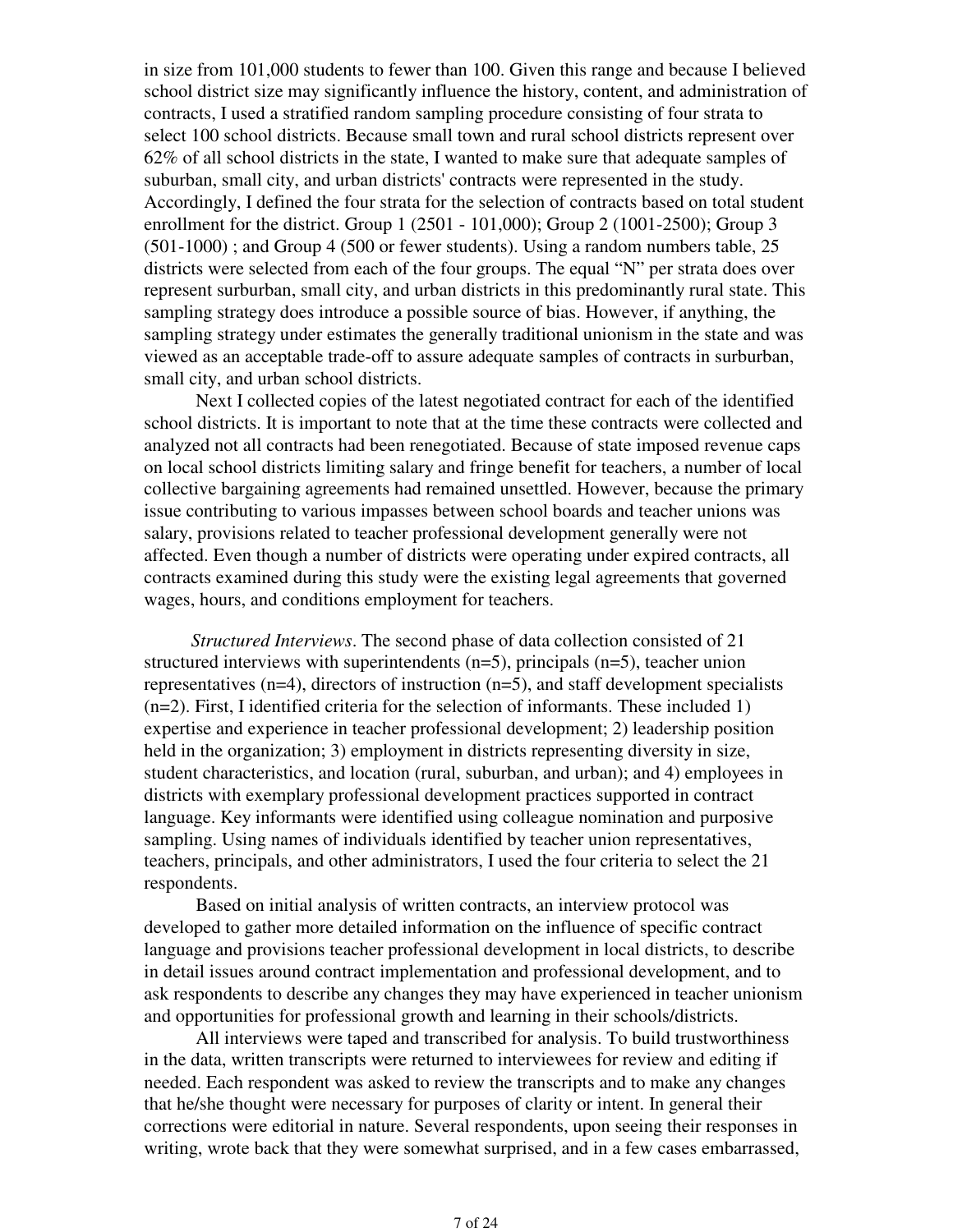in size from 101,000 students to fewer than 100. Given this range and because I believed school district size may significantly influence the history, content, and administration of contracts, I used a stratified random sampling procedure consisting of four strata to select 100 school districts. Because small town and rural school districts represent over 62% of all school districts in the state, I wanted to make sure that adequate samples of suburban, small city, and urban districts' contracts were represented in the study. Accordingly, I defined the four strata for the selection of contracts based on total student enrollment for the district. Group 1 (2501 - 101,000); Group 2 (1001-2500); Group 3 (501-1000) ; and Group 4 (500 or fewer students). Using a random numbers table, 25 districts were selected from each of the four groups. The equal "N" per strata does over represent surburban, small city, and urban districts in this predominantly rural state. This sampling strategy does introduce a possible source of bias. However, if anything, the sampling strategy under estimates the generally traditional unionism in the state and was viewed as an acceptable trade-off to assure adequate samples of contracts in surburban, small city, and urban school districts.

Next I collected copies of the latest negotiated contract for each of the identified school districts. It is important to note that at the time these contracts were collected and analyzed not all contracts had been renegotiated. Because of state imposed revenue caps on local school districts limiting salary and fringe benefit for teachers, a number of local collective bargaining agreements had remained unsettled. However, because the primary issue contributing to various impasses between school boards and teacher unions was salary, provisions related to teacher professional development generally were not affected. Even though a number of districts were operating under expired contracts, all contracts examined during this study were the existing legal agreements that governed wages, hours, and conditions employment for teachers.

*Structured Interviews*. The second phase of data collection consisted of 21 structured interviews with superintendents (n=5), principals (n=5), teacher union representatives (n=4), directors of instruction (n=5), and staff development specialists (n=2). First, I identified criteria for the selection of informants. These included 1) expertise and experience in teacher professional development; 2) leadership position held in the organization; 3) employment in districts representing diversity in size, student characteristics, and location (rural, suburban, and urban); and 4) employees in districts with exemplary professional development practices supported in contract language. Key informants were identified using colleague nomination and purposive sampling. Using names of individuals identified by teacher union representatives, teachers, principals, and other administrators, I used the four criteria to select the 21 respondents.

Based on initial analysis of written contracts, an interview protocol was developed to gather more detailed information on the influence of specific contract language and provisions teacher professional development in local districts, to describe in detail issues around contract implementation and professional development, and to ask respondents to describe any changes they may have experienced in teacher unionism and opportunities for professional growth and learning in their schools/districts.

All interviews were taped and transcribed for analysis. To build trustworthiness in the data, written transcripts were returned to interviewees for review and editing if needed. Each respondent was asked to review the transcripts and to make any changes that he/she thought were necessary for purposes of clarity or intent. In general their corrections were editorial in nature. Several respondents, upon seeing their responses in writing, wrote back that they were somewhat surprised, and in a few cases embarrassed,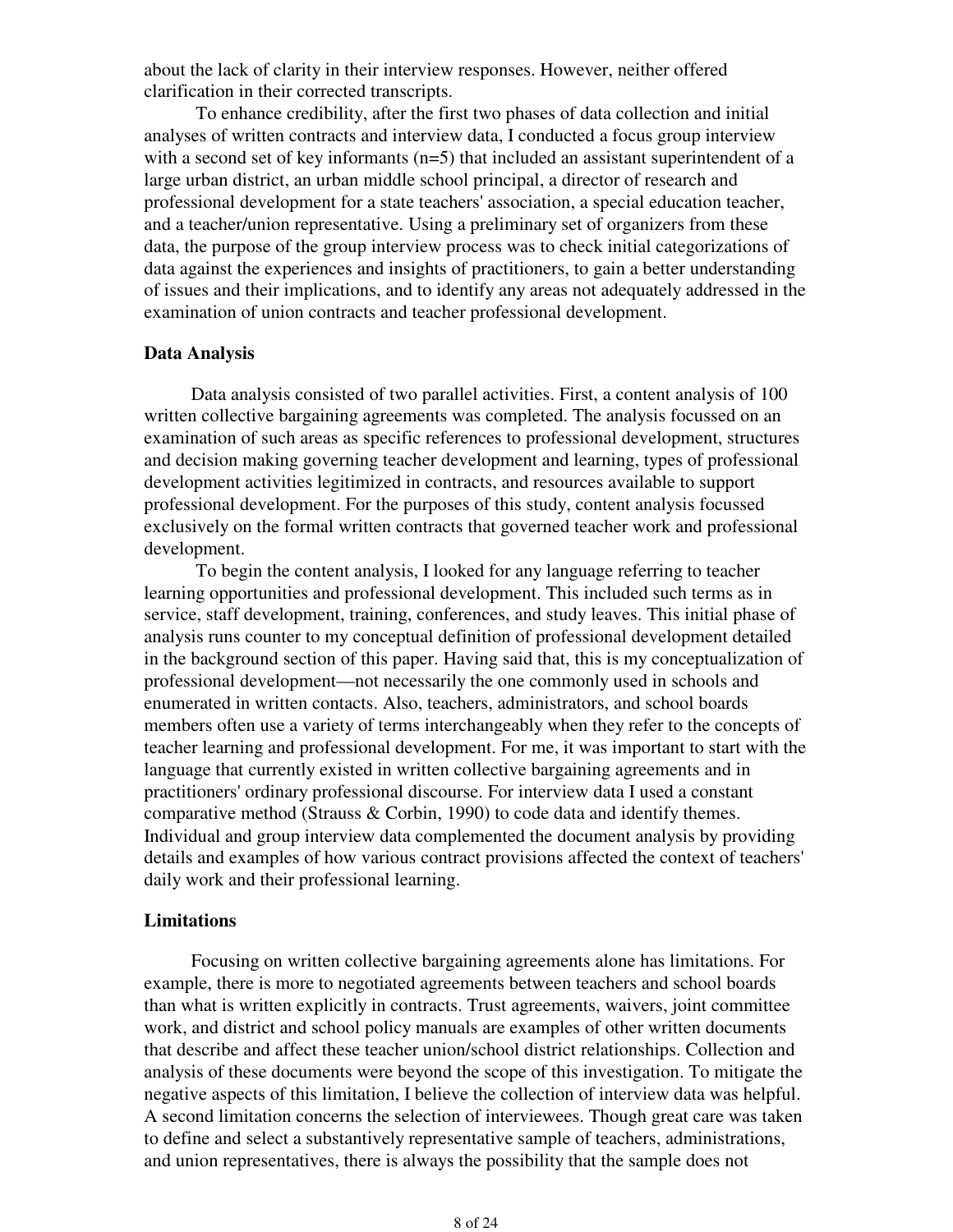about the lack of clarity in their interview responses. However, neither offered clarification in their corrected transcripts.

To enhance credibility, after the first two phases of data collection and initial analyses of written contracts and interview data, I conducted a focus group interview with a second set of key informants (n=5) that included an assistant superintendent of a large urban district, an urban middle school principal, a director of research and professional development for a state teachers' association, a special education teacher, and a teacher/union representative. Using a preliminary set of organizers from these data, the purpose of the group interview process was to check initial categorizations of data against the experiences and insights of practitioners, to gain a better understanding of issues and their implications, and to identify any areas not adequately addressed in the examination of union contracts and teacher professional development.

### Data Analysis

Data analysis consisted of two parallel activities. First, a content analysis of 100 written collective bargaining agreements was completed. The analysis focussed on an examination of such areas as specific references to professional development, structures and decision making governing teacher development and learning, types of professional development activities legitimized in contracts, and resources available to support professional development. For the purposes of this study, content analysis focussed exclusively on the formal written contracts that governed teacher work and professional development.

To begin the content analysis, I looked for any language referring to teacher learning opportunities and professional development. This included such terms as in service, staff development, training, conferences, and study leaves. This initial phase of analysis runs counter to my conceptual definition of professional development detailed in the background section of this paper. Having said that, this is my conceptualization of professional development—not necessarily the one commonly used in schools and enumerated in written contacts. Also, teachers, administrators, and school boards members often use a variety of terms interchangeably when they refer to the concepts of teacher learning and professional development. For me, it was important to start with the language that currently existed in written collective bargaining agreements and in practitioners' ordinary professional discourse. For interview data I used a constant comparative method (Strauss & Corbin, 1990) to code data and identify themes. Individual and group interview data complemented the document analysis by providing details and examples of how various contract provisions affected the context of teachers' daily work and their professional learning.

### Limitations

Focusing on written collective bargaining agreements alone has limitations. For example, there is more to negotiated agreements between teachers and school boards than what is written explicitly in contracts. Trust agreements, waivers, joint committee work, and district and school policy manuals are examples of other written documents that describe and affect these teacher union/school district relationships. Collection and analysis of these documents were beyond the scope of this investigation. To mitigate the negative aspects of this limitation, I believe the collection of interview data was helpful. A second limitation concerns the selection of interviewees. Though great care was taken to define and select a substantively representative sample of teachers, administrations, and union representatives, there is always the possibility that the sample does not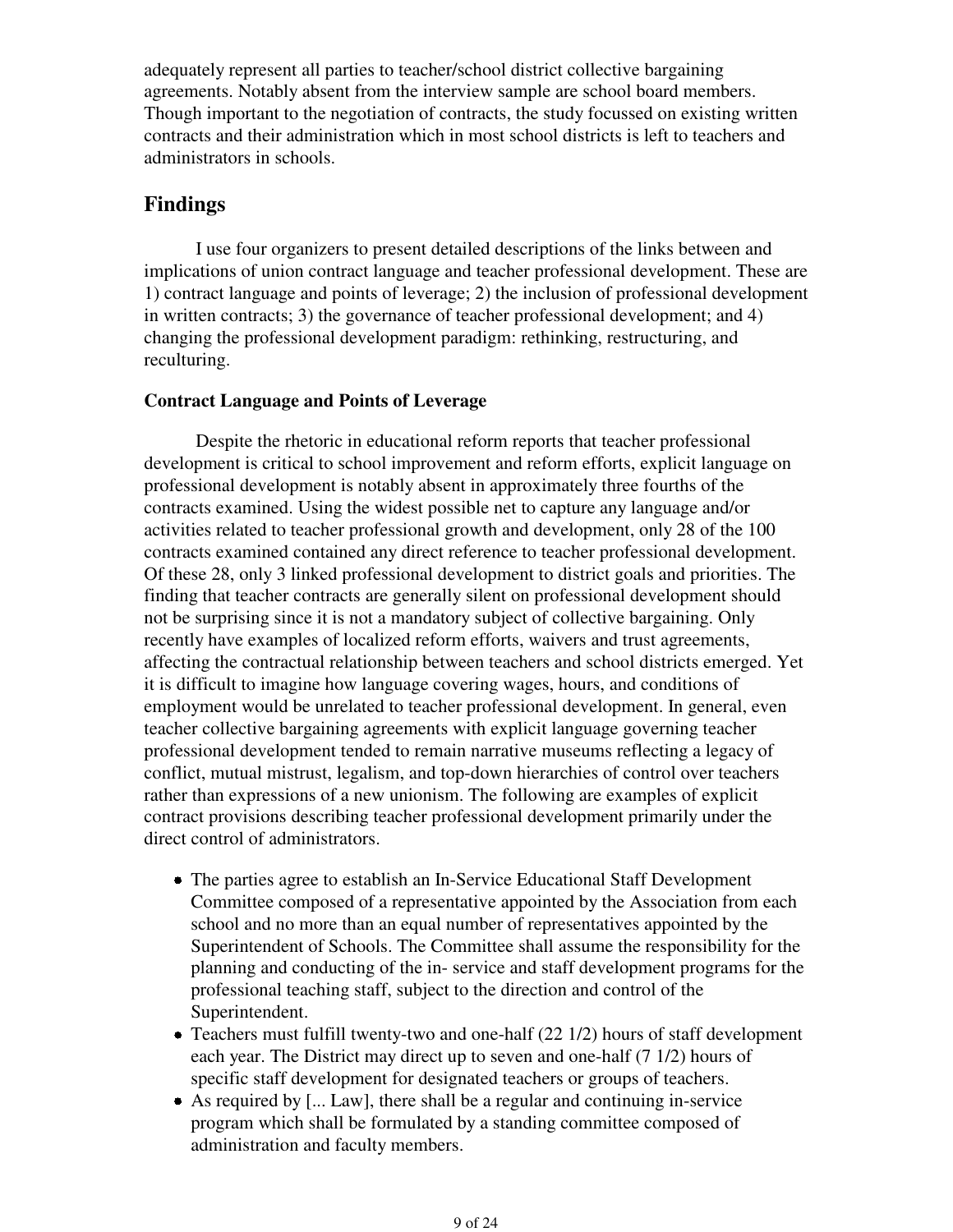adequately represent all parties to teacher/school district collective bargaining agreements. Notably absent from the interview sample are school board members. Though important to the negotiation of contracts, the study focussed on existing written contracts and their administration which in most school districts is left to teachers and administrators in schools.

## Findings

I use four organizers to present detailed descriptions of the links between and implications of union contract language and teacher professional development. These are 1) contract language and points of leverage; 2) the inclusion of professional development in written contracts; 3) the governance of teacher professional development; and 4) changing the professional development paradigm: rethinking, restructuring, and reculturing.

### Contract Language and Points of Leverage

Despite the rhetoric in educational reform reports that teacher professional development is critical to school improvement and reform efforts, explicit language on professional development is notably absent in approximately three fourths of the contracts examined. Using the widest possible net to capture any language and/or activities related to teacher professional growth and development, only 28 of the 100 contracts examined contained any direct reference to teacher professional development. Of these 28, only 3 linked professional development to district goals and priorities. The finding that teacher contracts are generally silent on professional development should not be surprising since it is not a mandatory subject of collective bargaining. Only recently have examples of localized reform efforts, waivers and trust agreements, affecting the contractual relationship between teachers and school districts emerged. Yet it is difficult to imagine how language covering wages, hours, and conditions of employment would be unrelated to teacher professional development. In general, even teacher collective bargaining agreements with explicit language governing teacher professional development tended to remain narrative museums reflecting a legacy of conflict, mutual mistrust, legalism, and top-down hierarchies of control over teachers rather than expressions of a new unionism. The following are examples of explicit contract provisions describing teacher professional development primarily under the direct control of administrators.

- The parties agree to establish an In-Service Educational Staff Development Committee composed of a representative appointed by the Association from each school and no more than an equal number of representatives appointed by the Superintendent of Schools. The Committee shall assume the responsibility for the planning and conducting of the in- service and staff development programs for the professional teaching staff, subject to the direction and control of the Superintendent.
- Teachers must fulfill twenty-two and one-half (22 1/2) hours of staff development each year. The District may direct up to seven and one-half (7 1/2) hours of specific staff development for designated teachers or groups of teachers.
- As required by [... Law], there shall be a regular and continuing in-service program which shall be formulated by a standing committee composed of administration and faculty members.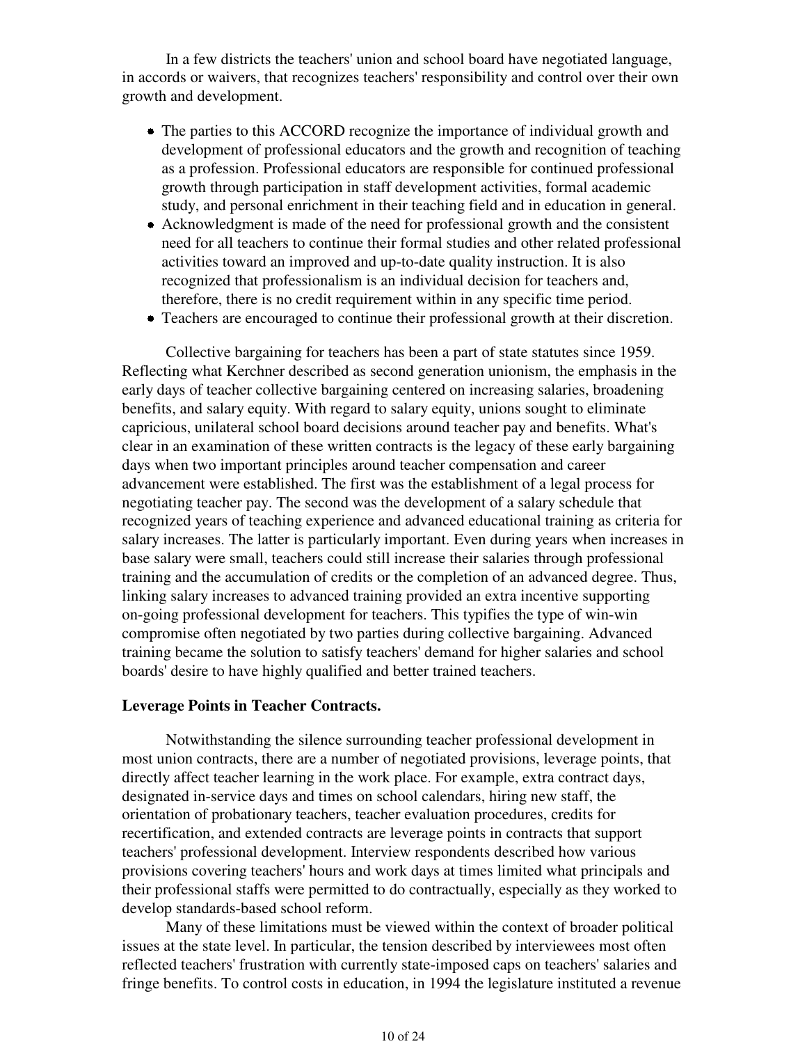In a few districts the teachers' union and school board have negotiated language, in accords or waivers, that recognizes teachers' responsibility and control over their own growth and development.

- The parties to this ACCORD recognize the importance of individual growth and development of professional educators and the growth and recognition of teaching as a profession. Professional educators are responsible for continued professional growth through participation in staff development activities, formal academic study, and personal enrichment in their teaching field and in education in general.
- Acknowledgment is made of the need for professional growth and the consistent need for all teachers to continue their formal studies and other related professional activities toward an improved and up-to-date quality instruction. It is also recognized that professionalism is an individual decision for teachers and, therefore, there is no credit requirement within in any specific time period.
- Teachers are encouraged to continue their professional growth at their discretion.

Collective bargaining for teachers has been a part of state statutes since 1959. Reflecting what Kerchner described as second generation unionism, the emphasis in the early days of teacher collective bargaining centered on increasing salaries, broadening benefits, and salary equity. With regard to salary equity, unions sought to eliminate capricious, unilateral school board decisions around teacher pay and benefits. What's clear in an examination of these written contracts is the legacy of these early bargaining days when two important principles around teacher compensation and career advancement were established. The first was the establishment of a legal process for negotiating teacher pay. The second was the development of a salary schedule that recognized years of teaching experience and advanced educational training as criteria for salary increases. The latter is particularly important. Even during years when increases in base salary were small, teachers could still increase their salaries through professional training and the accumulation of credits or the completion of an advanced degree. Thus, linking salary increases to advanced training provided an extra incentive supporting on-going professional development for teachers. This typifies the type of win-win compromise often negotiated by two parties during collective bargaining. Advanced training became the solution to satisfy teachers' demand for higher salaries and school boards' desire to have highly qualified and better trained teachers.

**Leverage Points in Teacher Contracts.**

Notwithstanding the silence surrounding teacher professional development in most union contracts, there are a number of negotiated provisions, leverage points, that directly affect teacher learning in the work place. For example, extra contract days, designated in-service days and times on school calendars, hiring new staff, the orientation of probationary teachers, teacher evaluation procedures, credits for recertification, and extended contracts are leverage points in contracts that support teachers' professional development. Interview respondents described how various provisions covering teachers' hours and work days at times limited what principals and their professional staffs were permitted to do contractually, especially as they worked to develop standards-based school reform.

Many of these limitations must be viewed within the context of broader political issues at the state level. In particular, the tension described by interviewees most often reflected teachers' frustration with currently state-imposed caps on teachers' salaries and fringe benefits. To control costs in education, in 1994 the legislature instituted a revenue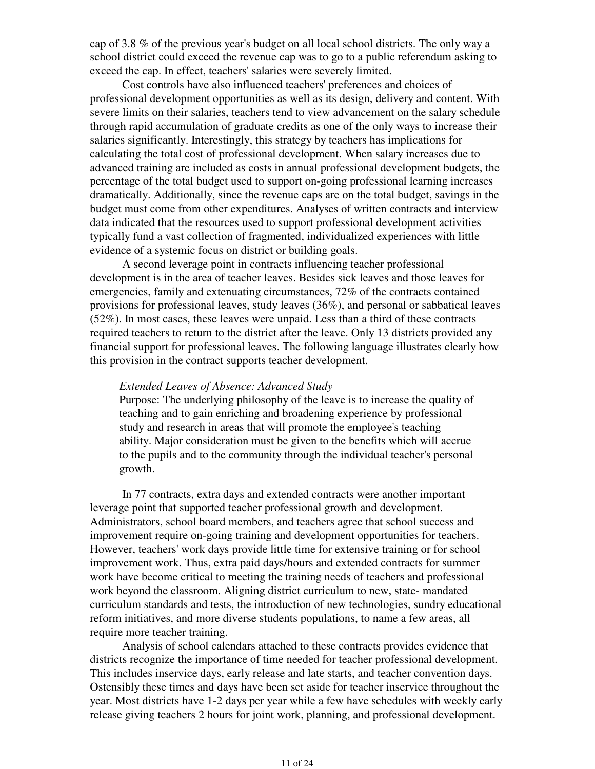cap of 3.8 % of the previous year's budget on all local school districts. The only way a school district could exceed the revenue cap was to go to a public referendum asking to exceed the cap. In effect, teachers' salaries were severely limited.

Cost controls have also influenced teachers' preferences and choices of professional development opportunities as well as its design, delivery and content. With severe limits on their salaries, teachers tend to view advancement on the salary schedule through rapid accumulation of graduate credits as one of the only ways to increase their salaries significantly. Interestingly, this strategy by teachers has implications for calculating the total cost of professional development. When salary increases due to advanced training are included as costs in annual professional development budgets, the percentage of the total budget used to support on-going professional learning increases dramatically. Additionally, since the revenue caps are on the total budget, savings in the budget must come from other expenditures. Analyses of written contracts and interview data indicated that the resources used to support professional development activities typically fund a vast collection of fragmented, individualized experiences with little evidence of a systemic focus on district or building goals.

A second leverage point in contracts influencing teacher professional development is in the area of teacher leaves. Besides sick leaves and those leaves for emergencies, family and extenuating circumstances, 72% of the contracts contained provisions for professional leaves, study leaves (36%), and personal or sabbatical leaves (52%). In most cases, these leaves were unpaid. Less than a third of these contracts required teachers to return to the district after the leave. Only 13 districts provided any financial support for professional leaves. The following language illustrates clearly how this provision in the contract supports teacher development.

> *Extended Leaves of Absence: Advanced Study*
> Purpose: The underlying philosophy of the leave is to increase the quality of teaching and to gain enriching and broadening experience by professional study and research in areas that will promote the employee's teaching ability. Major consideration must be given to the benefits which will accrue to the pupils and to the community through the individual teacher's personal growth.

In 77 contracts, extra days and extended contracts were another important leverage point that supported teacher professional growth and development. Administrators, school board members, and teachers agree that school success and improvement require on-going training and development opportunities for teachers. However, teachers' work days provide little time for extensive training or for school improvement work. Thus, extra paid days/hours and extended contracts for summer work have become critical to meeting the training needs of teachers and professional work beyond the classroom. Aligning district curriculum to new, state- mandated curriculum standards and tests, the introduction of new technologies, sundry educational reform initiatives, and more diverse students populations, to name a few areas, all require more teacher training.

Analysis of school calendars attached to these contracts provides evidence that districts recognize the importance of time needed for teacher professional development. This includes inservice days, early release and late starts, and teacher convention days. Ostensibly these times and days have been set aside for teacher inservice throughout the year. Most districts have 1-2 days per year while a few have schedules with weekly early release giving teachers 2 hours for joint work, planning, and professional development.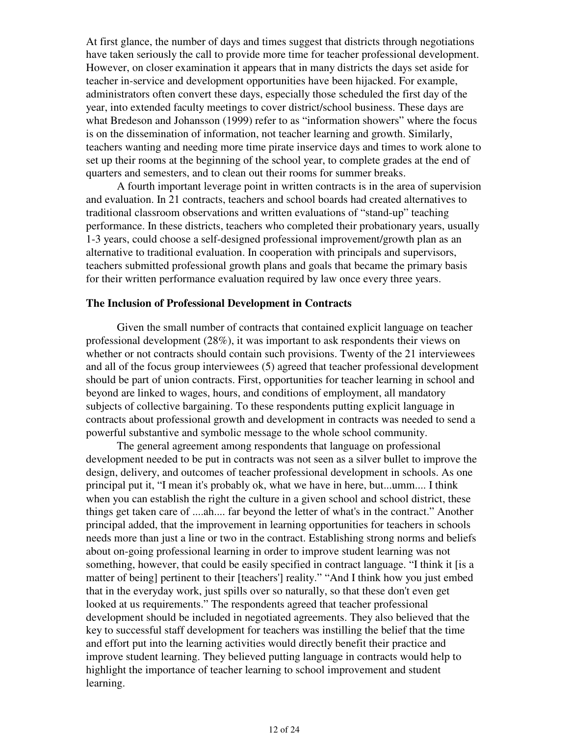At first glance, the number of days and times suggest that districts through negotiations have taken seriously the call to provide more time for teacher professional development. However, on closer examination it appears that in many districts the days set aside for teacher in-service and development opportunities have been hijacked. For example, administrators often convert these days, especially those scheduled the first day of the year, into extended faculty meetings to cover district/school business. These days are what Bredeson and Johansson (1999) refer to as "information showers" where the focus is on the dissemination of information, not teacher learning and growth. Similarly, teachers wanting and needing more time pirate inservice days and times to work alone to set up their rooms at the beginning of the school year, to complete grades at the end of quarters and semesters, and to clean out their rooms for summer breaks.

A fourth important leverage point in written contracts is in the area of supervision and evaluation. In 21 contracts, teachers and school boards had created alternatives to traditional classroom observations and written evaluations of "stand-up" teaching performance. In these districts, teachers who completed their probationary years, usually 1-3 years, could choose a self-designed professional improvement/growth plan as an alternative to traditional evaluation. In cooperation with principals and supervisors, teachers submitted professional growth plans and goals that became the primary basis for their written performance evaluation required by law once every three years.

**The Inclusion of Professional Development in Contracts**

Given the small number of contracts that contained explicit language on teacher professional development (28%), it was important to ask respondents their views on whether or not contracts should contain such provisions. Twenty of the 21 interviewees and all of the focus group interviewees (5) agreed that teacher professional development should be part of union contracts. First, opportunities for teacher learning in school and beyond are linked to wages, hours, and conditions of employment, all mandatory subjects of collective bargaining. To these respondents putting explicit language in contracts about professional growth and development in contracts was needed to send a powerful substantive and symbolic message to the whole school community.

The general agreement among respondents that language on professional development needed to be put in contracts was not seen as a silver bullet to improve the design, delivery, and outcomes of teacher professional development in schools. As one principal put it, "I mean it's probably ok, what we have in here, but...umm.... I think when you can establish the right the culture in a given school and school district, these things get taken care of ....ah.... far beyond the letter of what's in the contract." Another principal added, that the improvement in learning opportunities for teachers in schools needs more than just a line or two in the contract. Establishing strong norms and beliefs about on-going professional learning in order to improve student learning was not something, however, that could be easily specified in contract language. "I think it [is a matter of being] pertinent to their [teachers'] reality." "And I think how you just embed that in the everyday work, just spills over so naturally, so that these don't even get looked at us requirements." The respondents agreed that teacher professional development should be included in negotiated agreements. They also believed that the key to successful staff development for teachers was instilling the belief that the time and effort put into the learning activities would directly benefit their practice and improve student learning. They believed putting language in contracts would help to highlight the importance of teacher learning to school improvement and student learning.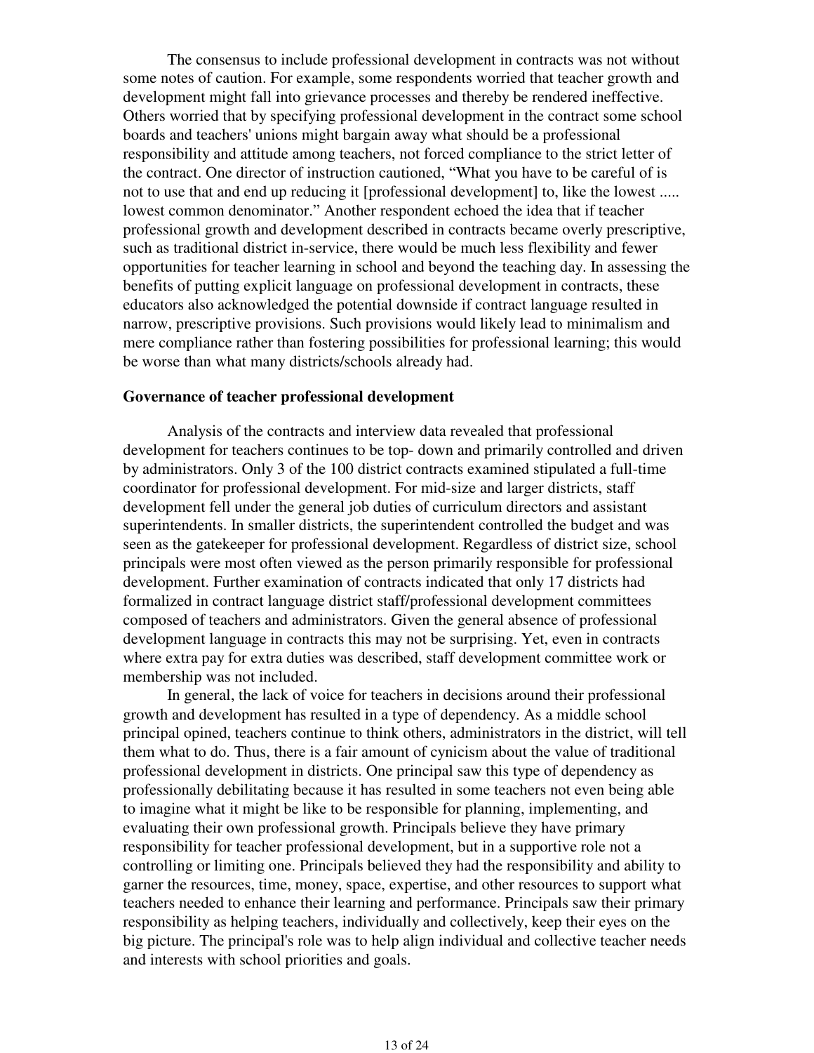The consensus to include professional development in contracts was not without some notes of caution. For example, some respondents worried that teacher growth and development might fall into grievance processes and thereby be rendered ineffective. Others worried that by specifying professional development in the contract some school boards and teachers' unions might bargain away what should be a professional responsibility and attitude among teachers, not forced compliance to the strict letter of the contract. One director of instruction cautioned, "What you have to be careful of is not to use that and end up reducing it [professional development] to, like the lowest ..... lowest common denominator." Another respondent echoed the idea that if teacher professional growth and development described in contracts became overly prescriptive, such as traditional district in-service, there would be much less flexibility and fewer opportunities for teacher learning in school and beyond the teaching day. In assessing the benefits of putting explicit language on professional development in contracts, these educators also acknowledged the potential downside if contract language resulted in narrow, prescriptive provisions. Such provisions would likely lead to minimalism and mere compliance rather than fostering possibilities for professional learning; this would be worse than what many districts/schools already had.

**Governance of teacher professional development**

Analysis of the contracts and interview data revealed that professional development for teachers continues to be top- down and primarily controlled and driven by administrators. Only 3 of the 100 district contracts examined stipulated a full-time coordinator for professional development. For mid-size and larger districts, staff development fell under the general job duties of curriculum directors and assistant superintendents. In smaller districts, the superintendent controlled the budget and was seen as the gatekeeper for professional development. Regardless of district size, school principals were most often viewed as the person primarily responsible for professional development. Further examination of contracts indicated that only 17 districts had formalized in contract language district staff/professional development committees composed of teachers and administrators. Given the general absence of professional development language in contracts this may not be surprising. Yet, even in contracts where extra pay for extra duties was described, staff development committee work or membership was not included.

In general, the lack of voice for teachers in decisions around their professional growth and development has resulted in a type of dependency. As a middle school principal opined, teachers continue to think others, administrators in the district, will tell them what to do. Thus, there is a fair amount of cynicism about the value of traditional professional development in districts. One principal saw this type of dependency as professionally debilitating because it has resulted in some teachers not even being able to imagine what it might be like to be responsible for planning, implementing, and evaluating their own professional growth. Principals believe they have primary responsibility for teacher professional development, but in a supportive role not a controlling or limiting one. Principals believed they had the responsibility and ability to garner the resources, time, money, space, expertise, and other resources to support what teachers needed to enhance their learning and performance. Principals saw their primary responsibility as helping teachers, individually and collectively, keep their eyes on the big picture. The principal's role was to help align individual and collective teacher needs and interests with school priorities and goals.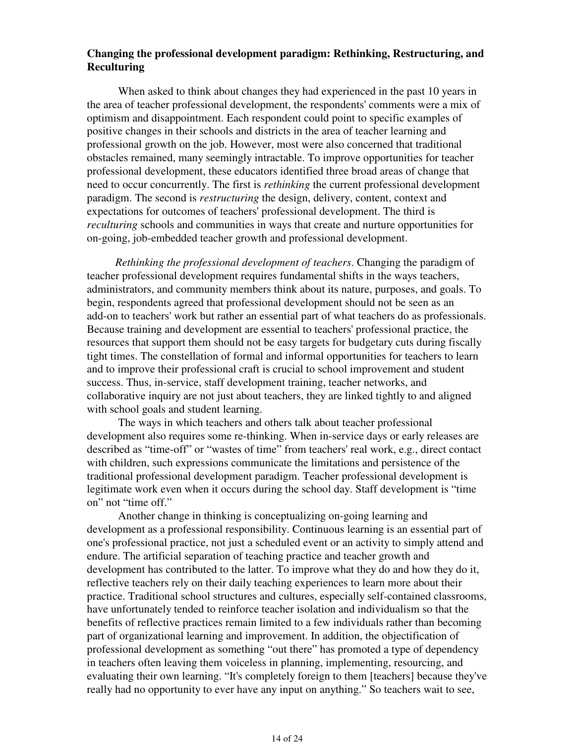**Changing the professional development paradigm: Rethinking, Restructuring, and Reculturing**

When asked to think about changes they had experienced in the past 10 years in the area of teacher professional development, the respondents' comments were a mix of optimism and disappointment. Each respondent could point to specific examples of positive changes in their schools and districts in the area of teacher learning and professional growth on the job. However, most were also concerned that traditional obstacles remained, many seemingly intractable. To improve opportunities for teacher professional development, these educators identified three broad areas of change that need to occur concurrently. The first is *rethinking* the current professional development paradigm. The second is *restructuring* the design, delivery, content, context and expectations for outcomes of teachers' professional development. The third is *reculturing* schools and communities in ways that create and nurture opportunities for on-going, job-embedded teacher growth and professional development.

*Rethinking the professional development of teachers*. Changing the paradigm of teacher professional development requires fundamental shifts in the ways teachers, administrators, and community members think about its nature, purposes, and goals. To begin, respondents agreed that professional development should not be seen as an add-on to teachers' work but rather an essential part of what teachers do as professionals. Because training and development are essential to teachers' professional practice, the resources that support them should not be easy targets for budgetary cuts during fiscally tight times. The constellation of formal and informal opportunities for teachers to learn and to improve their professional craft is crucial to school improvement and student success. Thus, in-service, staff development training, teacher networks, and collaborative inquiry are not just about teachers, they are linked tightly to and aligned with school goals and student learning.

The ways in which teachers and others talk about teacher professional development also requires some re-thinking. When in-service days or early releases are described as "time-off" or "wastes of time" from teachers' real work, e.g., direct contact with children, such expressions communicate the limitations and persistence of the traditional professional development paradigm. Teacher professional development is legitimate work even when it occurs during the school day. Staff development is "time on" not "time off."

Another change in thinking is conceptualizing on-going learning and development as a professional responsibility. Continuous learning is an essential part of one's professional practice, not just a scheduled event or an activity to simply attend and endure. The artificial separation of teaching practice and teacher growth and development has contributed to the latter. To improve what they do and how they do it, reflective teachers rely on their daily teaching experiences to learn more about their practice. Traditional school structures and cultures, especially self-contained classrooms, have unfortunately tended to reinforce teacher isolation and individualism so that the benefits of reflective practices remain limited to a few individuals rather than becoming part of organizational learning and improvement. In addition, the objectification of professional development as something "out there" has promoted a type of dependency in teachers often leaving them voiceless in planning, implementing, resourcing, and evaluating their own learning. "It's completely foreign to them [teachers] because they've really had no opportunity to ever have any input on anything." So teachers wait to see,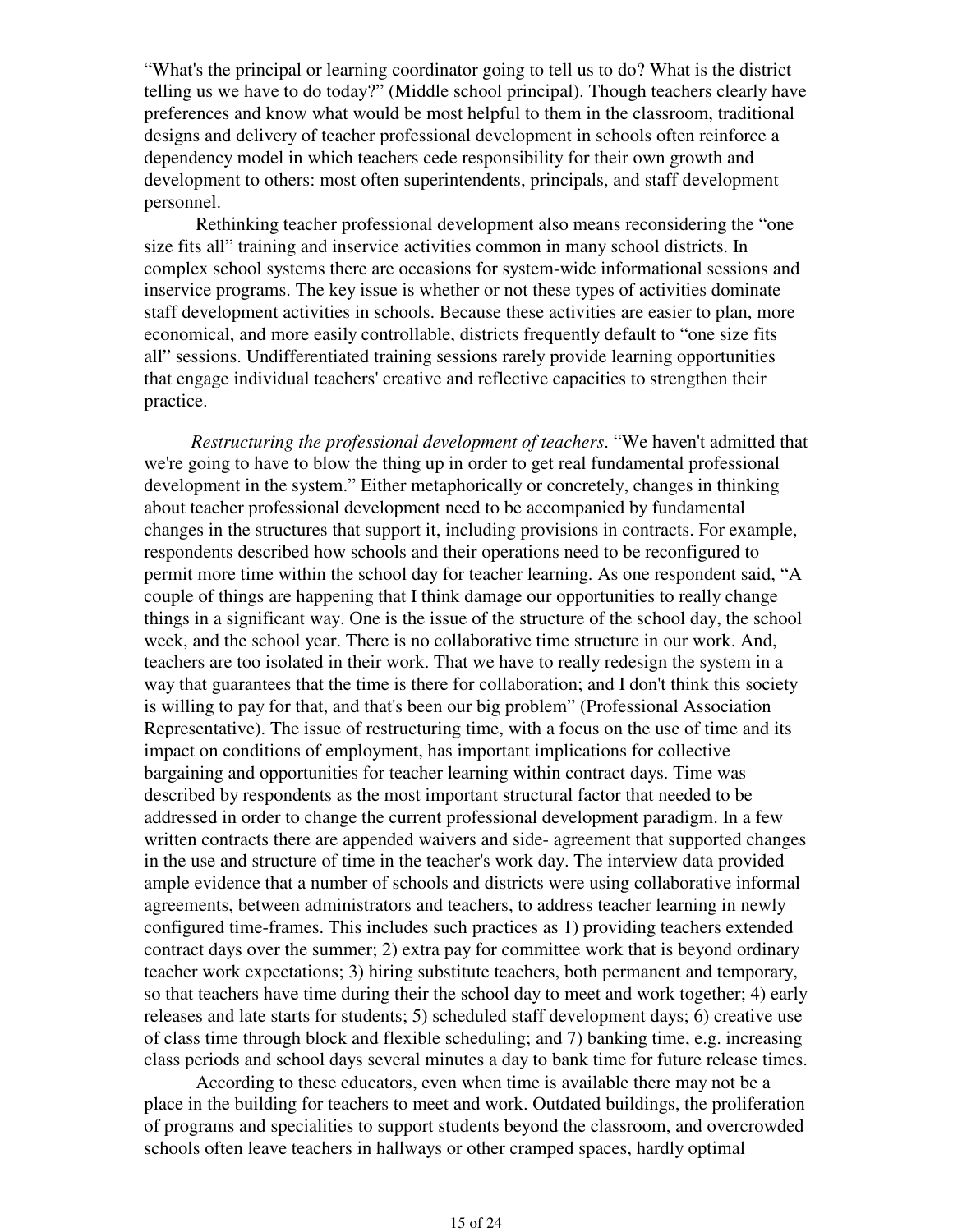"What's the principal or learning coordinator going to tell us to do? What is the district telling us we have to do today?" (Middle school principal). Though teachers clearly have preferences and know what would be most helpful to them in the classroom, traditional designs and delivery of teacher professional development in schools often reinforce a dependency model in which teachers cede responsibility for their own growth and development to others: most often superintendents, principals, and staff development personnel.

Rethinking teacher professional development also means reconsidering the "one size fits all" training and inservice activities common in many school districts. In complex school systems there are occasions for system-wide informational sessions and inservice programs. The key issue is whether or not these types of activities dominate staff development activities in schools. Because these activities are easier to plan, more economical, and more easily controllable, districts frequently default to "one size fits all" sessions. Undifferentiated training sessions rarely provide learning opportunities that engage individual teachers' creative and reflective capacities to strengthen their practice.

*Restructuring the professional development of teachers*. "We haven't admitted that we're going to have to blow the thing up in order to get real fundamental professional development in the system." Either metaphorically or concretely, changes in thinking about teacher professional development need to be accompanied by fundamental changes in the structures that support it, including provisions in contracts. For example, respondents described how schools and their operations need to be reconfigured to permit more time within the school day for teacher learning. As one respondent said, "A couple of things are happening that I think damage our opportunities to really change things in a significant way. One is the issue of the structure of the school day, the school week, and the school year. There is no collaborative time structure in our work. And, teachers are too isolated in their work. That we have to really redesign the system in a way that guarantees that the time is there for collaboration; and I don't think this society is willing to pay for that, and that's been our big problem" (Professional Association Representative). The issue of restructuring time, with a focus on the use of time and its impact on conditions of employment, has important implications for collective bargaining and opportunities for teacher learning within contract days. Time was described by respondents as the most important structural factor that needed to be addressed in order to change the current professional development paradigm. In a few written contracts there are appended waivers and side- agreement that supported changes in the use and structure of time in the teacher's work day. The interview data provided ample evidence that a number of schools and districts were using collaborative informal agreements, between administrators and teachers, to address teacher learning in newly configured time-frames. This includes such practices as 1) providing teachers extended contract days over the summer; 2) extra pay for committee work that is beyond ordinary teacher work expectations; 3) hiring substitute teachers, both permanent and temporary, so that teachers have time during their the school day to meet and work together; 4) early releases and late starts for students; 5) scheduled staff development days; 6) creative use of class time through block and flexible scheduling; and 7) banking time, e.g. increasing class periods and school days several minutes a day to bank time for future release times.

According to these educators, even when time is available there may not be a place in the building for teachers to meet and work. Outdated buildings, the proliferation of programs and specialities to support students beyond the classroom, and overcrowded schools often leave teachers in hallways or other cramped spaces, hardly optimal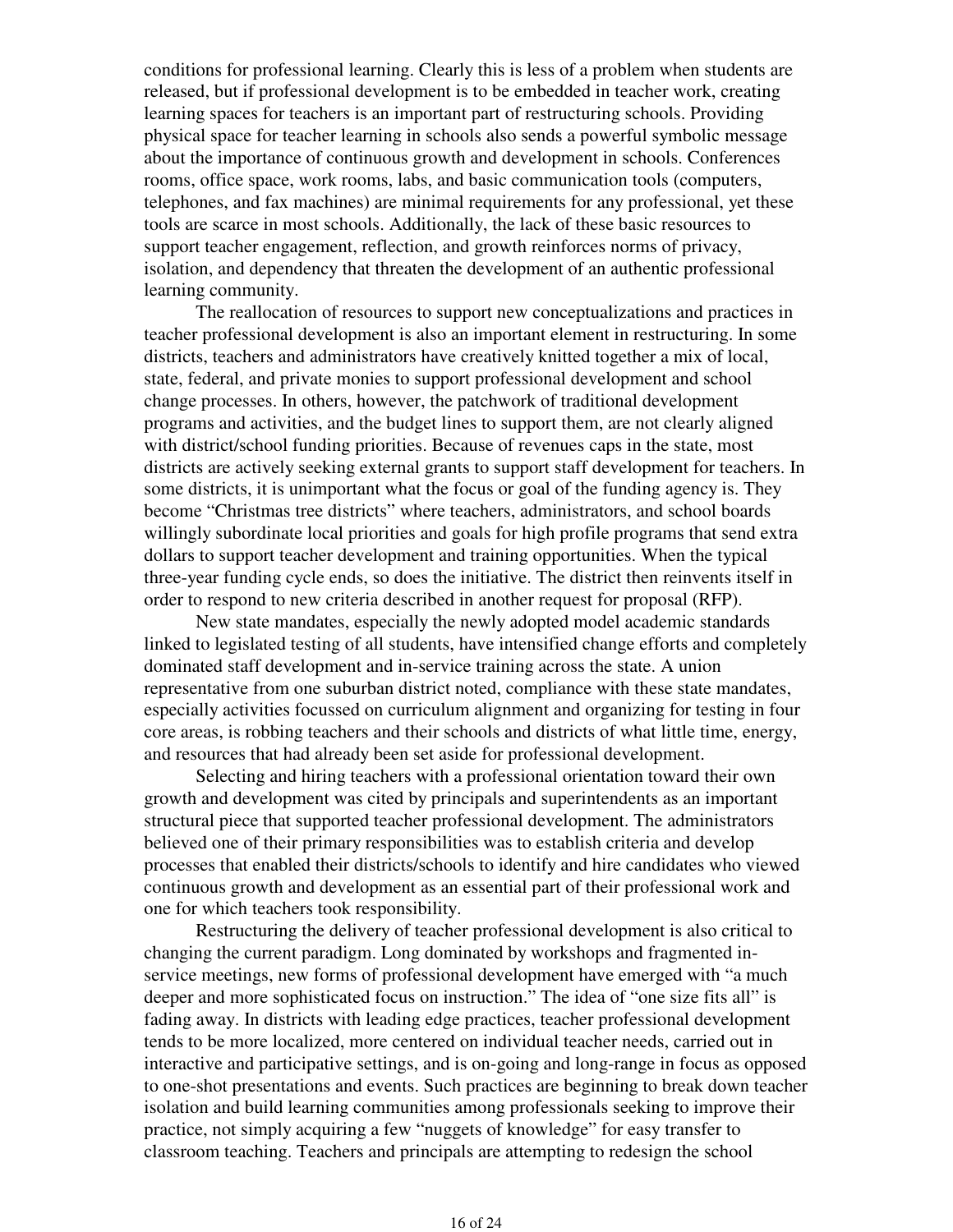conditions for professional learning. Clearly this is less of a problem when students are released, but if professional development is to be embedded in teacher work, creating learning spaces for teachers is an important part of restructuring schools. Providing physical space for teacher learning in schools also sends a powerful symbolic message about the importance of continuous growth and development in schools. Conferences rooms, office space, work rooms, labs, and basic communication tools (computers, telephones, and fax machines) are minimal requirements for any professional, yet these tools are scarce in most schools. Additionally, the lack of these basic resources to support teacher engagement, reflection, and growth reinforces norms of privacy, isolation, and dependency that threaten the development of an authentic professional learning community.

The reallocation of resources to support new conceptualizations and practices in teacher professional development is also an important element in restructuring. In some districts, teachers and administrators have creatively knitted together a mix of local, state, federal, and private monies to support professional development and school change processes. In others, however, the patchwork of traditional development programs and activities, and the budget lines to support them, are not clearly aligned with district/school funding priorities. Because of revenues caps in the state, most districts are actively seeking external grants to support staff development for teachers. In some districts, it is unimportant what the focus or goal of the funding agency is. They become "Christmas tree districts" where teachers, administrators, and school boards willingly subordinate local priorities and goals for high profile programs that send extra dollars to support teacher development and training opportunities. When the typical three-year funding cycle ends, so does the initiative. The district then reinvents itself in order to respond to new criteria described in another request for proposal (RFP).

New state mandates, especially the newly adopted model academic standards linked to legislated testing of all students, have intensified change efforts and completely dominated staff development and in-service training across the state. A union representative from one suburban district noted, compliance with these state mandates, especially activities focussed on curriculum alignment and organizing for testing in four core areas, is robbing teachers and their schools and districts of what little time, energy, and resources that had already been set aside for professional development.

Selecting and hiring teachers with a professional orientation toward their own growth and development was cited by principals and superintendents as an important structural piece that supported teacher professional development. The administrators believed one of their primary responsibilities was to establish criteria and develop processes that enabled their districts/schools to identify and hire candidates who viewed continuous growth and development as an essential part of their professional work and one for which teachers took responsibility.

Restructuring the delivery of teacher professional development is also critical to changing the current paradigm. Long dominated by workshops and fragmented in-service meetings, new forms of professional development have emerged with "a much deeper and more sophisticated focus on instruction." The idea of "one size fits all" is fading away. In districts with leading edge practices, teacher professional development tends to be more localized, more centered on individual teacher needs, carried out in interactive and participative settings, and is on-going and long-range in focus as opposed to one-shot presentations and events. Such practices are beginning to break down teacher isolation and build learning communities among professionals seeking to improve their practice, not simply acquiring a few "nuggets of knowledge" for easy transfer to classroom teaching. Teachers and principals are attempting to redesign the school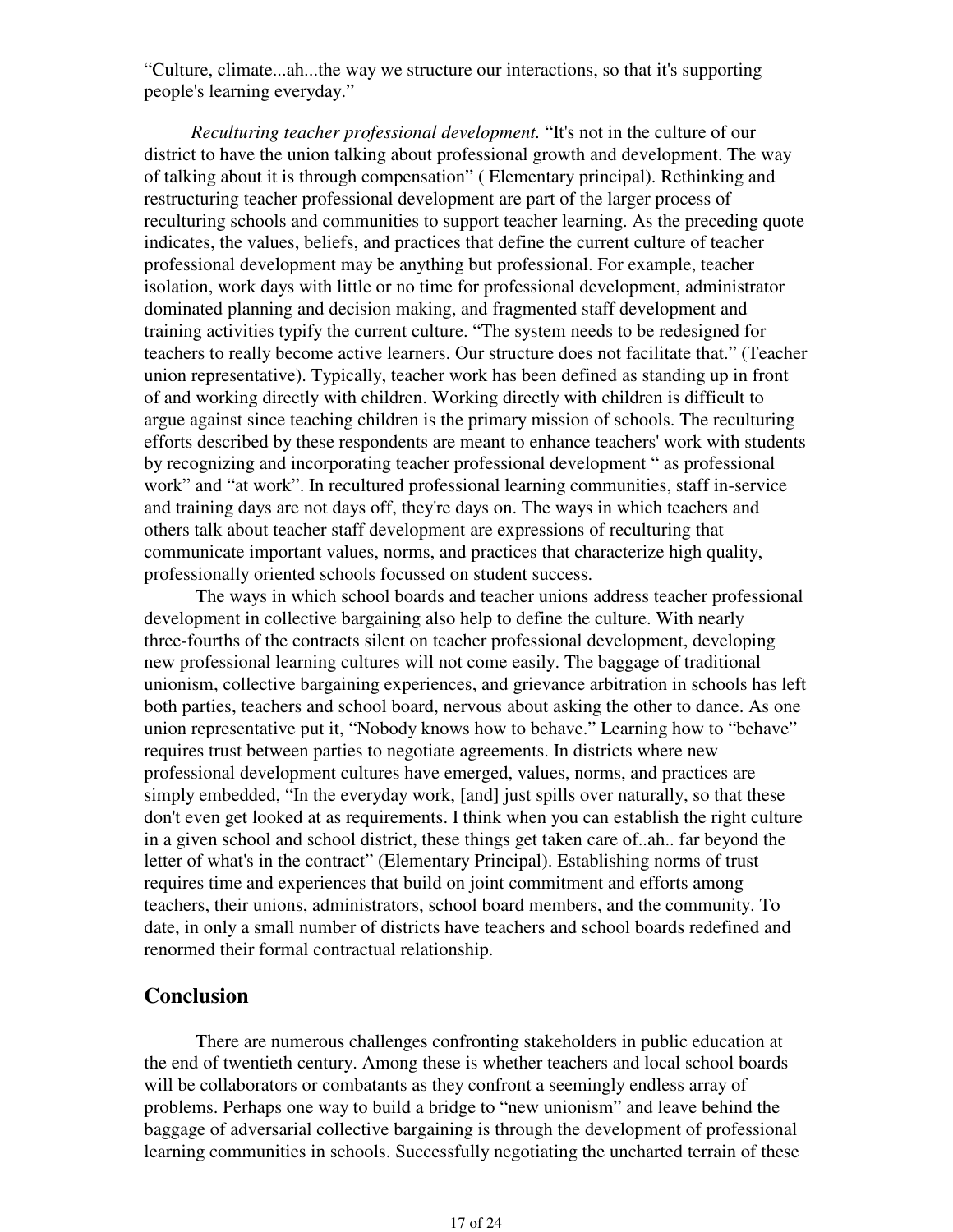"Culture, climate...ah...the way we structure our interactions, so that it's supporting people's learning everyday."

*Reculturing teacher professional development.* "It's not in the culture of our district to have the union talking about professional growth and development. The way of talking about it is through compensation" ( Elementary principal). Rethinking and restructuring teacher professional development are part of the larger process of reculturing schools and communities to support teacher learning. As the preceding quote indicates, the values, beliefs, and practices that define the current culture of teacher professional development may be anything but professional. For example, teacher isolation, work days with little or no time for professional development, administrator dominated planning and decision making, and fragmented staff development and training activities typify the current culture. "The system needs to be redesigned for teachers to really become active learners. Our structure does not facilitate that." (Teacher union representative). Typically, teacher work has been defined as standing up in front of and working directly with children. Working directly with children is difficult to argue against since teaching children is the primary mission of schools. The reculturing efforts described by these respondents are meant to enhance teachers' work with students by recognizing and incorporating teacher professional development " as professional work" and "at work". In recultured professional learning communities, staff in-service and training days are not days off, they're days on. The ways in which teachers and others talk about teacher staff development are expressions of reculturing that communicate important values, norms, and practices that characterize high quality, professionally oriented schools focussed on student success.

The ways in which school boards and teacher unions address teacher professional development in collective bargaining also help to define the culture. With nearly three-fourths of the contracts silent on teacher professional development, developing new professional learning cultures will not come easily. The baggage of traditional unionism, collective bargaining experiences, and grievance arbitration in schools has left both parties, teachers and school board, nervous about asking the other to dance. As one union representative put it, "Nobody knows how to behave." Learning how to "behave" requires trust between parties to negotiate agreements. In districts where new professional development cultures have emerged, values, norms, and practices are simply embedded, "In the everyday work, [and] just spills over naturally, so that these don't even get looked at as requirements. I think when you can establish the right culture in a given school and school district, these things get taken care of..ah.. far beyond the letter of what's in the contract" (Elementary Principal). Establishing norms of trust requires time and experiences that build on joint commitment and efforts among teachers, their unions, administrators, school board members, and the community. To date, in only a small number of districts have teachers and school boards redefined and renormed their formal contractual relationship.

## Conclusion

There are numerous challenges confronting stakeholders in public education at the end of twentieth century. Among these is whether teachers and local school boards will be collaborators or combatants as they confront a seemingly endless array of problems. Perhaps one way to build a bridge to "new unionism" and leave behind the baggage of adversarial collective bargaining is through the development of professional learning communities in schools. Successfully negotiating the uncharted terrain of these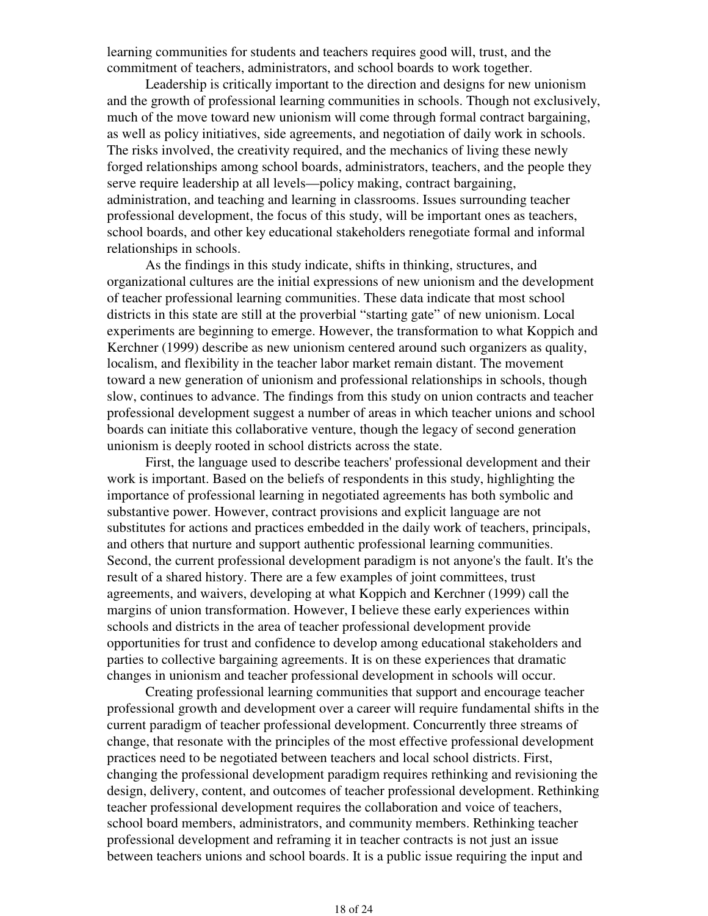learning communities for students and teachers requires good will, trust, and the commitment of teachers, administrators, and school boards to work together.

Leadership is critically important to the direction and designs for new unionism and the growth of professional learning communities in schools. Though not exclusively, much of the move toward new unionism will come through formal contract bargaining, as well as policy initiatives, side agreements, and negotiation of daily work in schools. The risks involved, the creativity required, and the mechanics of living these newly forged relationships among school boards, administrators, teachers, and the people they serve require leadership at all levels—policy making, contract bargaining, administration, and teaching and learning in classrooms. Issues surrounding teacher professional development, the focus of this study, will be important ones as teachers, school boards, and other key educational stakeholders renegotiate formal and informal relationships in schools.

As the findings in this study indicate, shifts in thinking, structures, and organizational cultures are the initial expressions of new unionism and the development of teacher professional learning communities. These data indicate that most school districts in this state are still at the proverbial "starting gate" of new unionism. Local experiments are beginning to emerge. However, the transformation to what Koppich and Kerchner (1999) describe as new unionism centered around such organizers as quality, localism, and flexibility in the teacher labor market remain distant. The movement toward a new generation of unionism and professional relationships in schools, though slow, continues to advance. The findings from this study on union contracts and teacher professional development suggest a number of areas in which teacher unions and school boards can initiate this collaborative venture, though the legacy of second generation unionism is deeply rooted in school districts across the state.

First, the language used to describe teachers' professional development and their work is important. Based on the beliefs of respondents in this study, highlighting the importance of professional learning in negotiated agreements has both symbolic and substantive power. However, contract provisions and explicit language are not substitutes for actions and practices embedded in the daily work of teachers, principals, and others that nurture and support authentic professional learning communities. Second, the current professional development paradigm is not anyone's the fault. It's the result of a shared history. There are a few examples of joint committees, trust agreements, and waivers, developing at what Koppich and Kerchner (1999) call the margins of union transformation. However, I believe these early experiences within schools and districts in the area of teacher professional development provide opportunities for trust and confidence to develop among educational stakeholders and parties to collective bargaining agreements. It is on these experiences that dramatic changes in unionism and teacher professional development in schools will occur.

Creating professional learning communities that support and encourage teacher professional growth and development over a career will require fundamental shifts in the current paradigm of teacher professional development. Concurrently three streams of change, that resonate with the principles of the most effective professional development practices need to be negotiated between teachers and local school districts. First, changing the professional development paradigm requires rethinking and revisioning the design, delivery, content, and outcomes of teacher professional development. Rethinking teacher professional development requires the collaboration and voice of teachers, school board members, administrators, and community members. Rethinking teacher professional development and reframing it in teacher contracts is not just an issue between teachers unions and school boards. It is a public issue requiring the input and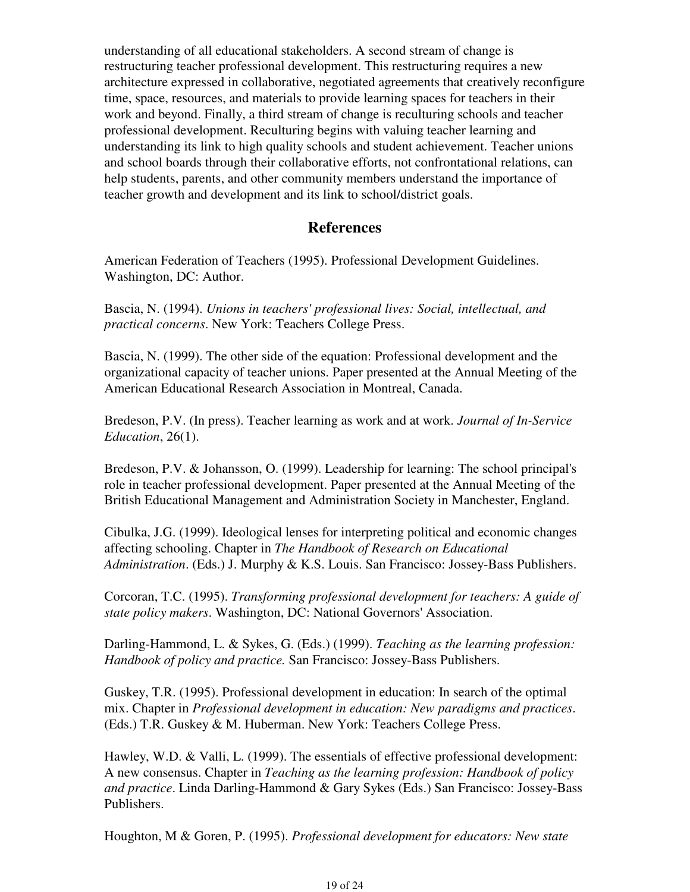understanding of all educational stakeholders. A second stream of change is restructuring teacher professional development. This restructuring requires a new architecture expressed in collaborative, negotiated agreements that creatively reconfigure time, space, resources, and materials to provide learning spaces for teachers in their work and beyond. Finally, a third stream of change is reculturing schools and teacher professional development. Reculturing begins with valuing teacher learning and understanding its link to high quality schools and student achievement. Teacher unions and school boards through their collaborative efforts, not confrontational relations, can help students, parents, and other community members understand the importance of teacher growth and development and its link to school/district goals.

## References

American Federation of Teachers (1995). Professional Development Guidelines. Washington, DC: Author.

Bascia, N. (1994). *Unions in teachers' professional lives: Social, intellectual, and practical concerns*. New York: Teachers College Press.

Bascia, N. (1999). The other side of the equation: Professional development and the organizational capacity of teacher unions. Paper presented at the Annual Meeting of the American Educational Research Association in Montreal, Canada.

Bredeson, P.V. (In press). Teacher learning as work and at work. *Journal of In-Service Education*, 26(1).

Bredeson, P.V. & Johansson, O. (1999). Leadership for learning: The school principal's role in teacher professional development. Paper presented at the Annual Meeting of the British Educational Management and Administration Society in Manchester, England.

Cibulka, J.G. (1999). Ideological lenses for interpreting political and economic changes affecting schooling. Chapter in *The Handbook of Research on Educational Administration*. (Eds.) J. Murphy & K.S. Louis. San Francisco: Jossey-Bass Publishers.

Corcoran, T.C. (1995). *Transforming professional development for teachers: A guide of state policy makers*. Washington, DC: National Governors' Association.

Darling-Hammond, L. & Sykes, G. (Eds.) (1999). *Teaching as the learning profession: Handbook of policy and practice.* San Francisco: Jossey-Bass Publishers.

Guskey, T.R. (1995). Professional development in education: In search of the optimal mix. Chapter in *Professional development in education: New paradigms and practices*. (Eds.) T.R. Guskey & M. Huberman. New York: Teachers College Press.

Hawley, W.D. & Valli, L. (1999). The essentials of effective professional development: A new consensus. Chapter in *Teaching as the learning profession: Handbook of policy and practice*. Linda Darling-Hammond & Gary Sykes (Eds.) San Francisco: Jossey-Bass Publishers.

Houghton, M & Goren, P. (1995). *Professional development for educators: New state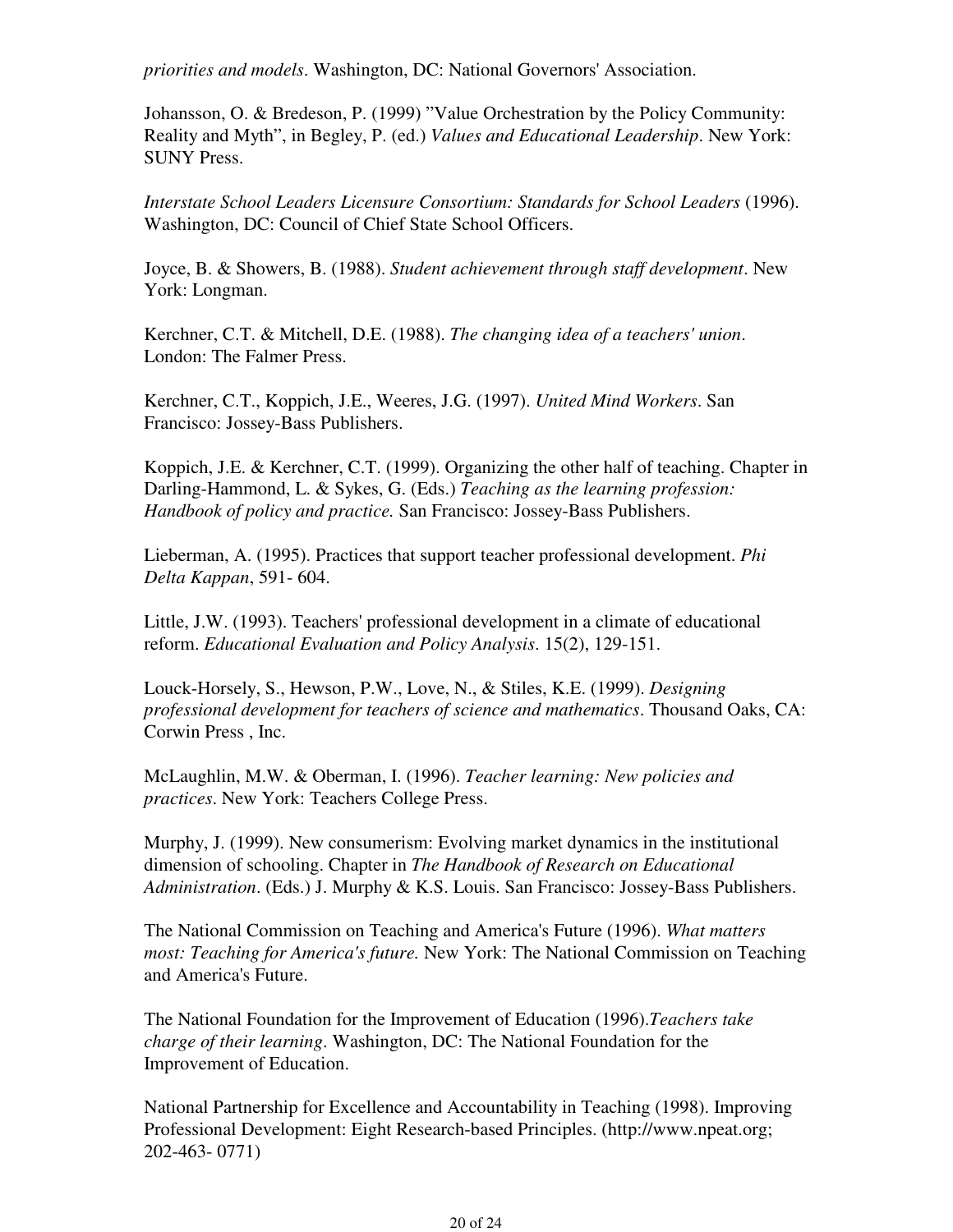*priorities and models*. Washington, DC: National Governors' Association.

Johansson, O. & Bredeson, P. (1999) "Value Orchestration by the Policy Community: Reality and Myth", in Begley, P. (ed.) *Values and Educational Leadership*. New York: SUNY Press.

*Interstate School Leaders Licensure Consortium: Standards for School Leaders* (1996). Washington, DC: Council of Chief State School Officers.

Joyce, B. & Showers, B. (1988). *Student achievement through staff development*. New York: Longman.

Kerchner, C.T. & Mitchell, D.E. (1988). *The changing idea of a teachers' union*. London: The Falmer Press.

Kerchner, C.T., Koppich, J.E., Weeres, J.G. (1997). *United Mind Workers*. San Francisco: Jossey-Bass Publishers.

Koppich, J.E. & Kerchner, C.T. (1999). Organizing the other half of teaching. Chapter in Darling-Hammond, L. & Sykes, G. (Eds.) *Teaching as the learning profession: Handbook of policy and practice.* San Francisco: Jossey-Bass Publishers.

Lieberman, A. (1995). Practices that support teacher professional development. *Phi Delta Kappan*, 591- 604.

Little, J.W. (1993). Teachers' professional development in a climate of educational reform. *Educational Evaluation and Policy Analysis*. 15(2), 129-151.

Louck-Horsely, S., Hewson, P.W., Love, N., & Stiles, K.E. (1999). *Designing professional development for teachers of science and mathematics*. Thousand Oaks, CA: Corwin Press , Inc.

McLaughlin, M.W. & Oberman, I. (1996). *Teacher learning: New policies and practices*. New York: Teachers College Press.

Murphy, J. (1999). New consumerism: Evolving market dynamics in the institutional dimension of schooling. Chapter in *The Handbook of Research on Educational Administration*. (Eds.) J. Murphy & K.S. Louis. San Francisco: Jossey-Bass Publishers.

The National Commission on Teaching and America's Future (1996). *What matters most: Teaching for America's future.* New York: The National Commission on Teaching and America's Future.

The National Foundation for the Improvement of Education (1996).*Teachers take charge of their learning*. Washington, DC: The National Foundation for the Improvement of Education.

National Partnership for Excellence and Accountability in Teaching (1998). Improving Professional Development: Eight Research-based Principles. (http://www.npeat.org; 202-463- 0771)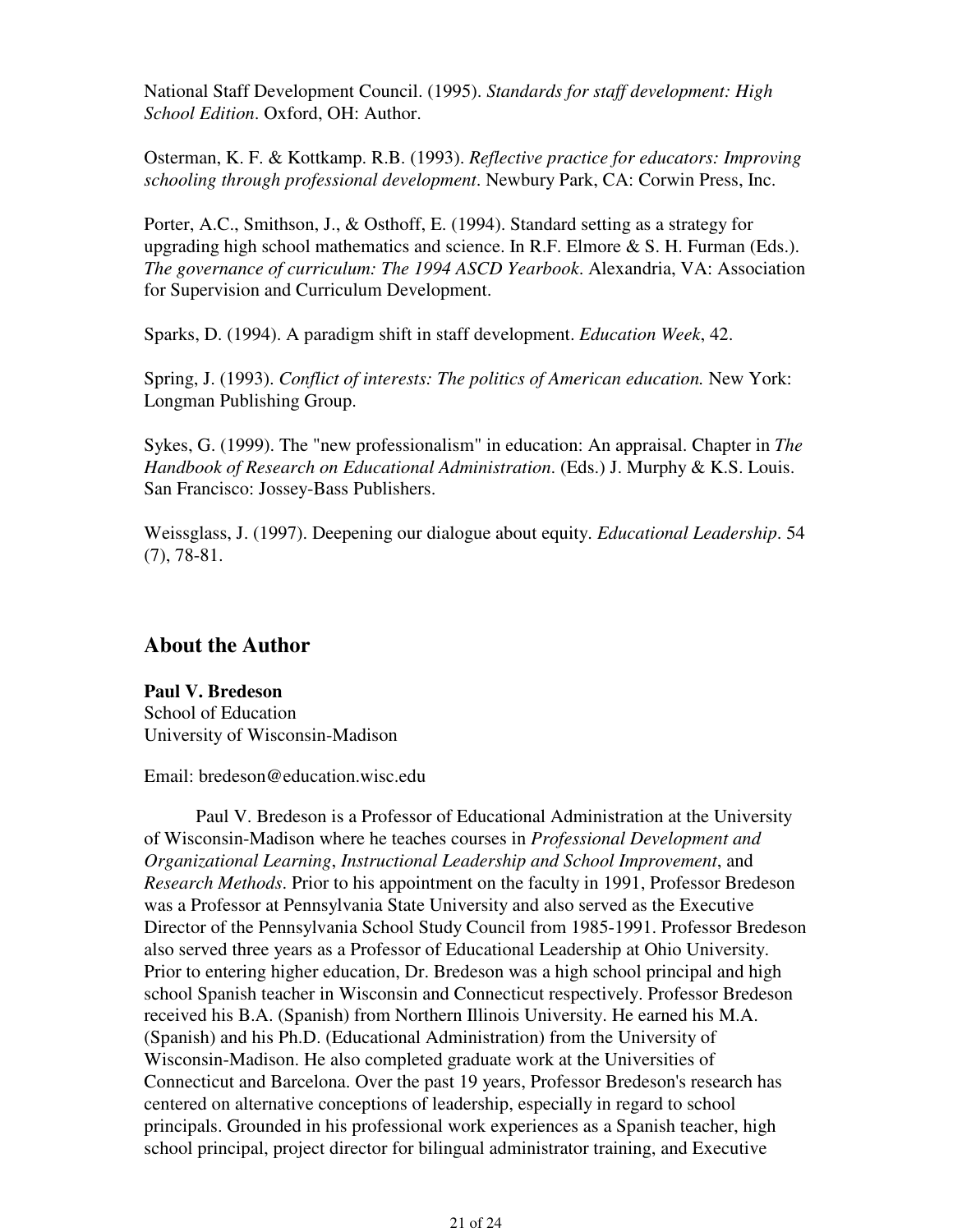National Staff Development Council. (1995). *Standards for staff development: High School Edition*. Oxford, OH: Author.

Osterman, K. F. & Kottkamp. R.B. (1993). *Reflective practice for educators: Improving schooling through professional development*. Newbury Park, CA: Corwin Press, Inc.

Porter, A.C., Smithson, J., & Osthoff, E. (1994). Standard setting as a strategy for upgrading high school mathematics and science. In R.F. Elmore & S. H. Furman (Eds.). *The governance of curriculum: The 1994 ASCD Yearbook*. Alexandria, VA: Association for Supervision and Curriculum Development.

Sparks, D. (1994). A paradigm shift in staff development. *Education Week*, 42.

Spring, J. (1993). *Conflict of interests: The politics of American education.* New York: Longman Publishing Group.

Sykes, G. (1999). The "new professionalism" in education: An appraisal. Chapter in *The Handbook of Research on Educational Administration*. (Eds.) J. Murphy & K.S. Louis. San Francisco: Jossey-Bass Publishers.

Weissglass, J. (1997). Deepening our dialogue about equity. *Educational Leadership*. 54 (7), 78-81.

## About the Author

**Paul V. Bredeson**
School of Education
University of Wisconsin-Madison

Email: bredeson@education.wisc.edu

Paul V. Bredeson is a Professor of Educational Administration at the University of Wisconsin-Madison where he teaches courses in *Professional Development and Organizational Learning*, *Instructional Leadership and School Improvement*, and *Research Methods*. Prior to his appointment on the faculty in 1991, Professor Bredeson was a Professor at Pennsylvania State University and also served as the Executive Director of the Pennsylvania School Study Council from 1985-1991. Professor Bredeson also served three years as a Professor of Educational Leadership at Ohio University. Prior to entering higher education, Dr. Bredeson was a high school principal and high school Spanish teacher in Wisconsin and Connecticut respectively. Professor Bredeson received his B.A. (Spanish) from Northern Illinois University. He earned his M.A. (Spanish) and his Ph.D. (Educational Administration) from the University of Wisconsin-Madison. He also completed graduate work at the Universities of Connecticut and Barcelona. Over the past 19 years, Professor Bredeson's research has centered on alternative conceptions of leadership, especially in regard to school principals. Grounded in his professional work experiences as a Spanish teacher, high school principal, project director for bilingual administrator training, and Executive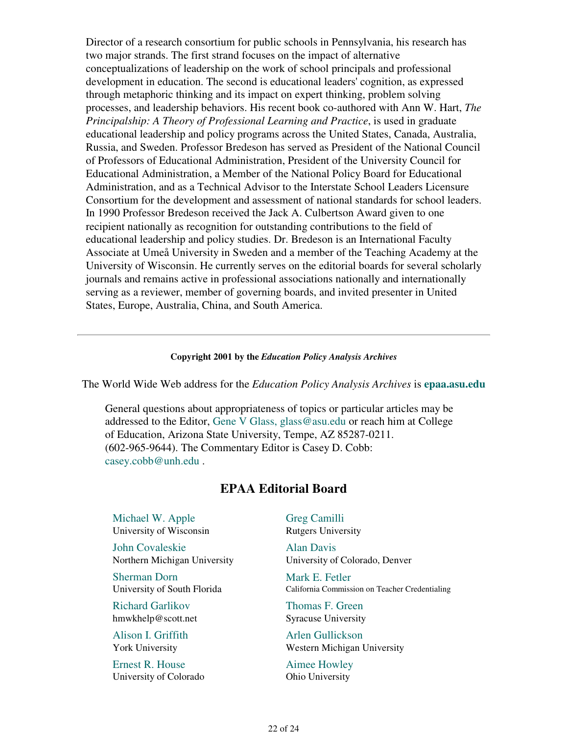Director of a research consortium for public schools in Pennsylvania, his research has two major strands. The first strand focuses on the impact of alternative conceptualizations of leadership on the work of school principals and professional development in education. The second is educational leaders' cognition, as expressed through metaphoric thinking and its impact on expert thinking, problem solving processes, and leadership behaviors. His recent book co-authored with Ann W. Hart, *The Principalship: A Theory of Professional Learning and Practice*, is used in graduate educational leadership and policy programs across the United States, Canada, Australia, Russia, and Sweden. Professor Bredeson has served as President of the National Council of Professors of Educational Administration, President of the University Council for Educational Administration, a Member of the National Policy Board for Educational Administration, and as a Technical Advisor to the Interstate School Leaders Licensure Consortium for the development and assessment of national standards for school leaders. In 1990 Professor Bredeson received the Jack A. Culbertson Award given to one recipient nationally as recognition for outstanding contributions to the field of educational leadership and policy studies. Dr. Bredeson is an International Faculty Associate at Umeå University in Sweden and a member of the Teaching Academy at the University of Wisconsin. He currently serves on the editorial boards for several scholarly journals and remains active in professional associations nationally and internationally serving as a reviewer, member of governing boards, and invited presenter in United States, Europe, Australia, China, and South America.

---

**Copyright 2001 by the *Education Policy Analysis Archives***

The World Wide Web address for the *Education Policy Analysis Archives* is **epaa.asu.edu**

General questions about appropriateness of topics or particular articles may be addressed to the Editor, Gene V Glass, glass@asu.edu or reach him at College of Education, Arizona State University, Tempe, AZ 85287-0211. (602-965-9644). The Commentary Editor is Casey D. Cobb: casey.cobb@unh.edu .

## EPAA Editorial Board

Michael W. Apple
University of Wisconsin

Greg Camilli
Rutgers University

John Covaleskie
Northern Michigan University

Alan Davis
University of Colorado, Denver

Sherman Dorn
University of South Florida

Mark E. Fetler
California Commission on Teacher Credentialing

Richard Garlikov
hmwkhelp@scott.net

Thomas F. Green
Syracuse University

Alison I. Griffith
York University

Arlen Gullickson
Western Michigan University

Ernest R. House
University of Colorado

Aimee Howley
Ohio University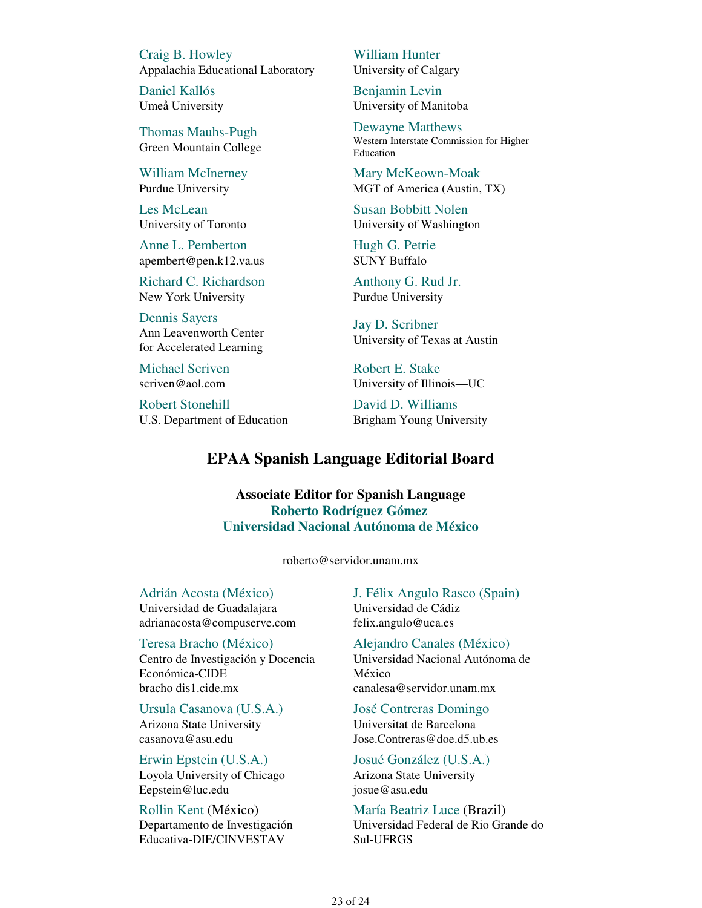Craig B. Howley
Appalachia Educational Laboratory

William Hunter
University of Calgary

Daniel Kallós
Umeå University

Benjamin Levin
University of Manitoba

Thomas Mauhs-Pugh
Green Mountain College

Dewayne Matthews
Western Interstate Commission for Higher Education

William McInerney
Purdue University

Mary McKeown-Moak
MGT of America (Austin, TX)

Les McLean
University of Toronto

Susan Bobbitt Nolen
University of Washington

Anne L. Pemberton
apembert@pen.k12.va.us

Hugh G. Petrie
SUNY Buffalo

Richard C. Richardson
New York University

Anthony G. Rud Jr.
Purdue University

Dennis Sayers
Ann Leavenworth Center for Accelerated Learning

Jay D. Scribner
University of Texas at Austin

Michael Scriven
scriven@aol.com

Robert E. Stake
University of Illinois—UC

Robert Stonehill
U.S. Department of Education

David D. Williams
Brigham Young University

## EPAA Spanish Language Editorial Board

**Associate Editor for Spanish Language**
**Roberto Rodríguez Gómez**
**Universidad Nacional Autónoma de México**

roberto@servidor.unam.mx

Adrián Acosta (México)
Universidad de Guadalajara
adrianacosta@compuserve.com

J. Félix Angulo Rasco (Spain)
Universidad de Cádiz
felix.angulo@uca.es

Teresa Bracho (México)
Centro de Investigación y Docencia Económica-CIDE
bracho dis1.cide.mx

Alejandro Canales (México)
Universidad Nacional Autónoma de México
canalesa@servidor.unam.mx

Ursula Casanova (U.S.A.)
Arizona State University
casanova@asu.edu

José Contreras Domingo
Universitat de Barcelona
Jose.Contreras@doe.d5.ub.es

Erwin Epstein (U.S.A.)
Loyola University of Chicago
Eepstein@luc.edu

Josué González (U.S.A.)
Arizona State University
josue@asu.edu

Rollin Kent (México)
Departamento de Investigación Educativa-DIE/CINVESTAV

María Beatriz Luce (Brazil)
Universidad Federal de Rio Grande do Sul-UFRGS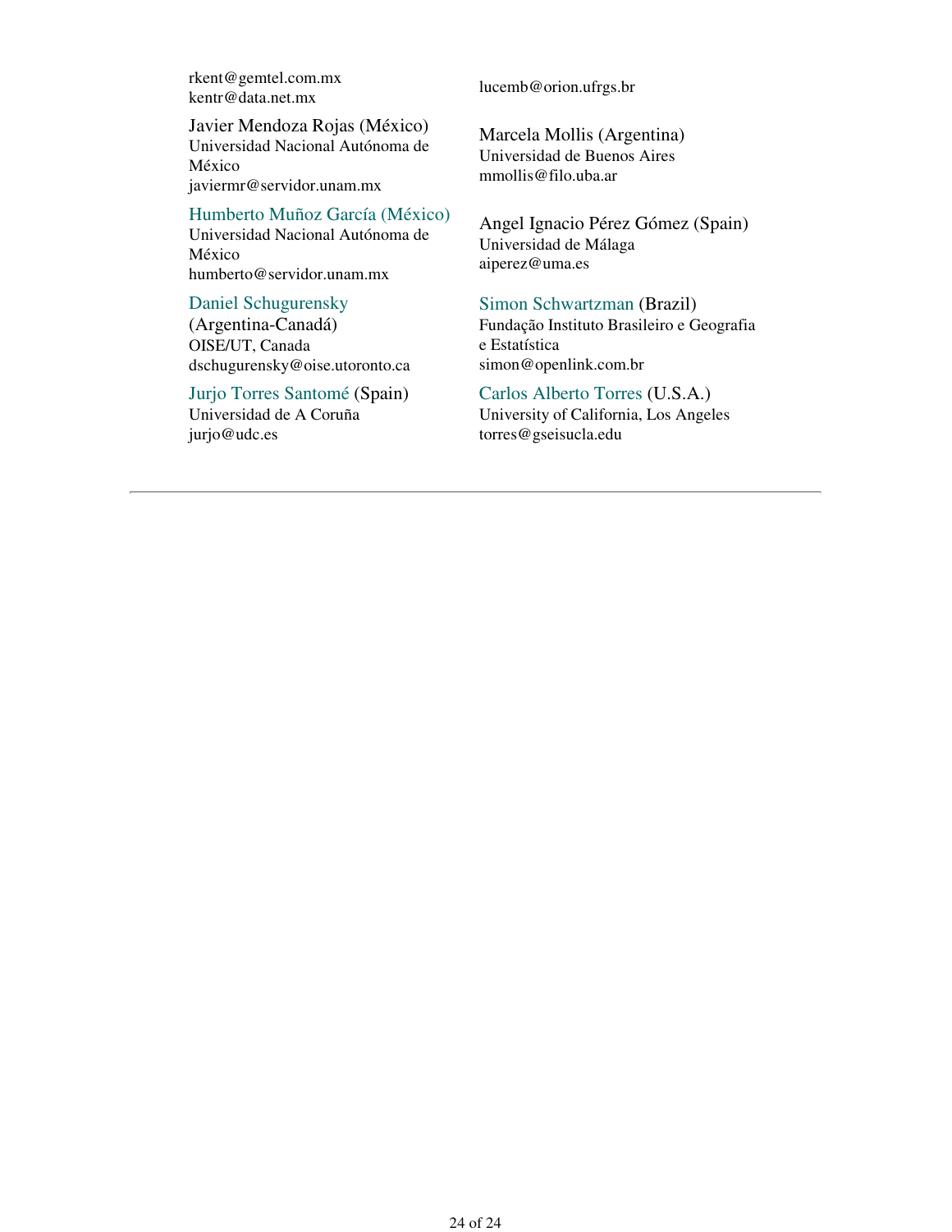rkent@gemtel.com.mx
kentr@data.net.mx

lucemb@orion.ufrgs.br

Javier Mendoza Rojas (México)
Universidad Nacional Autónoma de México
javiermr@servidor.unam.mx

Marcela Mollis (Argentina)
Universidad de Buenos Aires
mmollis@filo.uba.ar

Humberto Muñoz García (México)
Universidad Nacional Autónoma de México
humberto@servidor.unam.mx

Angel Ignacio Pérez Gómez (Spain)
Universidad de Málaga
aiperez@uma.es

Daniel Schugurensky (Argentina-Canadá)
OISE/UT, Canada
dschugurensky@oise.utoronto.ca

Simon Schwartzman (Brazil)
Fundação Instituto Brasileiro e Geografia e Estatística
simon@openlink.com.br

Jurjo Torres Santomé (Spain)
Universidad de A Coruña
jurjo@udc.es

Carlos Alberto Torres (U.S.A.)
University of California, Los Angeles
torres@gseisucla.edu